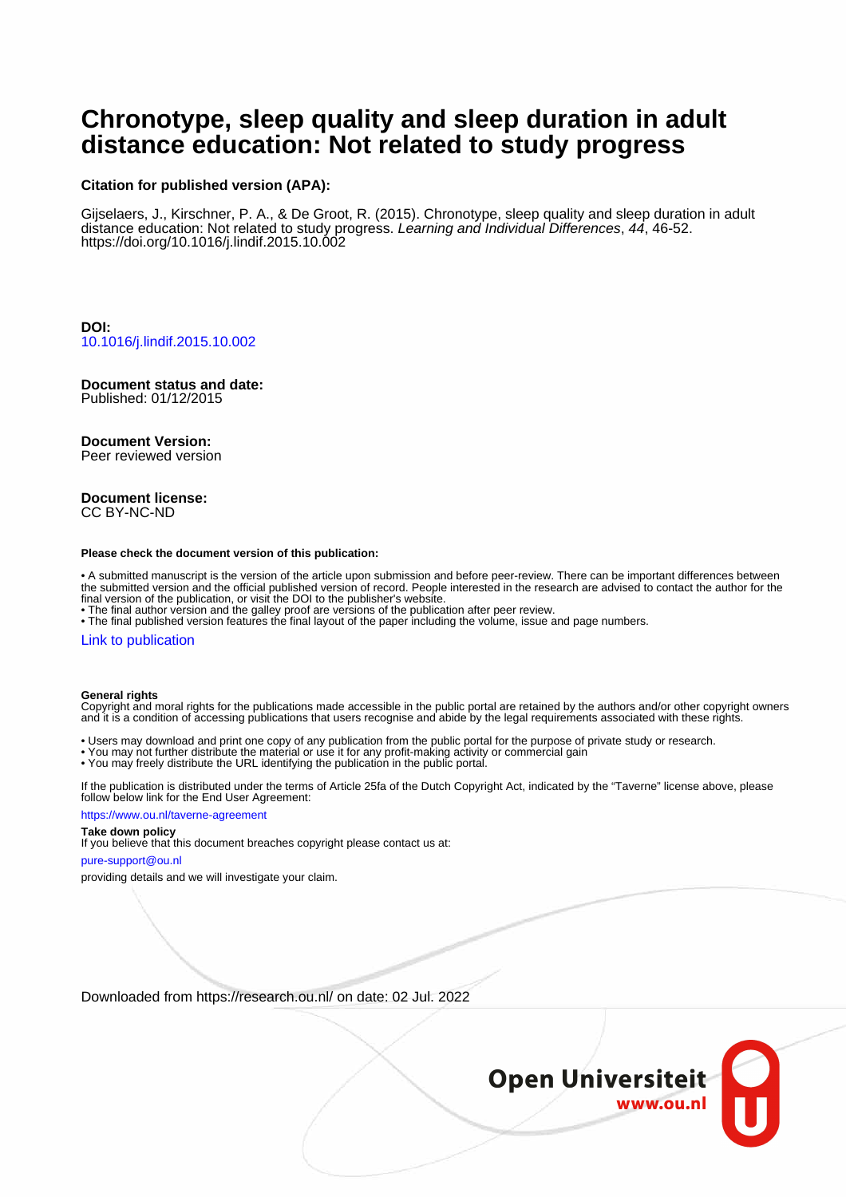# Chronotype, sleep quality and sleep duration in adult distance education: Not related to study progress

**Citation for published version (APA):**

Gijselaers, J., Kirschner, P. A., & De Groot, R. (2015). Chronotype, sleep quality and sleep duration in adult distance education: Not related to study progress. *Learning and Individual Differences*, *44*, 46-52. https://doi.org/10.1016/j.lindif.2015.10.002

**DOI:**
10.1016/j.lindif.2015.10.002

**Document status and date:**
Published: 01/12/2015

**Document Version:**
Peer reviewed version

**Document license:**
CC BY-NC-ND

**Please check the document version of this publication:**

- A submitted manuscript is the version of the article upon submission and before peer-review. There can be important differences between the submitted version and the official published version of record. People interested in the research are advised to contact the author for the final version of the publication, or visit the DOI to the publisher's website.
- The final author version and the galley proof are versions of the publication after peer review.
- The final published version features the final layout of the paper including the volume, issue and page numbers.

Link to publication

**General rights**
Copyright and moral rights for the publications made accessible in the public portal are retained by the authors and/or other copyright owners and it is a condition of accessing publications that users recognise and abide by the legal requirements associated with these rights.

- Users may download and print one copy of any publication from the public portal for the purpose of private study or research.
- You may not further distribute the material or use it for any profit-making activity or commercial gain
- You may freely distribute the URL identifying the publication in the public portal.

If the publication is distributed under the terms of Article 25fa of the Dutch Copyright Act, indicated by the "Taverne" license above, please follow below link for the End User Agreement:

https://www.ou.nl/taverne-agreement

**Take down policy**
If you believe that this document breaches copyright please contact us at:

pure-support@ou.nl

providing details and we will investigate your claim.

Downloaded from https://research.ou.nl/ on date: 02 Jul. 2022

Open Universiteit
www.ou.nl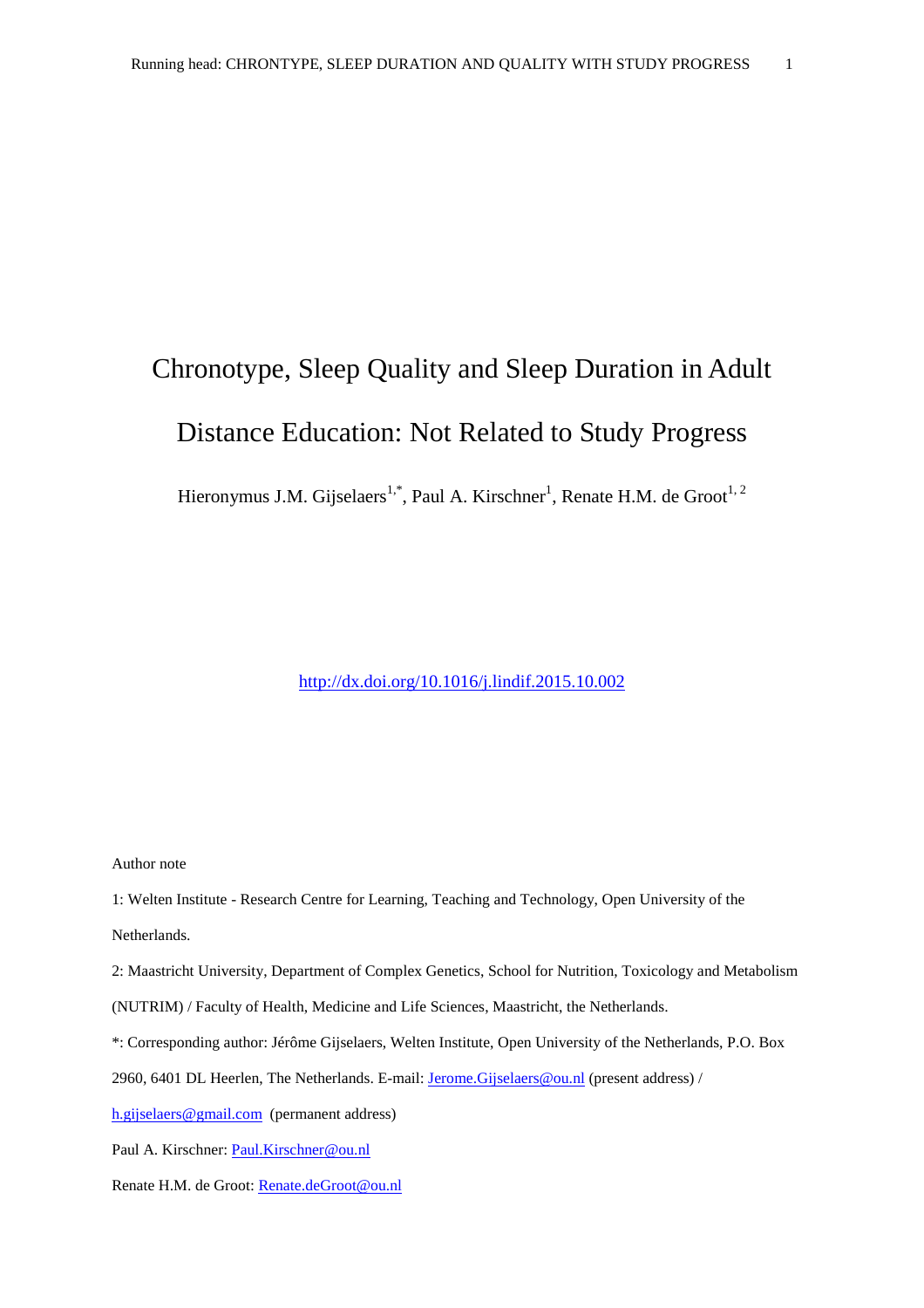# Chronotype, Sleep Quality and Sleep Duration in Adult Distance Education: Not Related to Study Progress

Hieronymus J.M. Gijselaers[1,*], Paul A. Kirschner[1], Renate H.M. de Groot[1, 2]

http://dx.doi.org/10.1016/j.lindif.2015.10.002

Author note

1: Welten Institute - Research Centre for Learning, Teaching and Technology, Open University of the Netherlands.

2: Maastricht University, Department of Complex Genetics, School for Nutrition, Toxicology and Metabolism (NUTRIM) / Faculty of Health, Medicine and Life Sciences, Maastricht, the Netherlands.

*: Corresponding author: Jérôme Gijselaers, Welten Institute, Open University of the Netherlands, P.O. Box 2960, 6401 DL Heerlen, The Netherlands. E-mail: Jerome.Gijselaers@ou.nl (present address) / h.gijselaers@gmail.com (permanent address)

Paul A. Kirschner: Paul.Kirschner@ou.nl

Renate H.M. de Groot: Renate.deGroot@ou.nl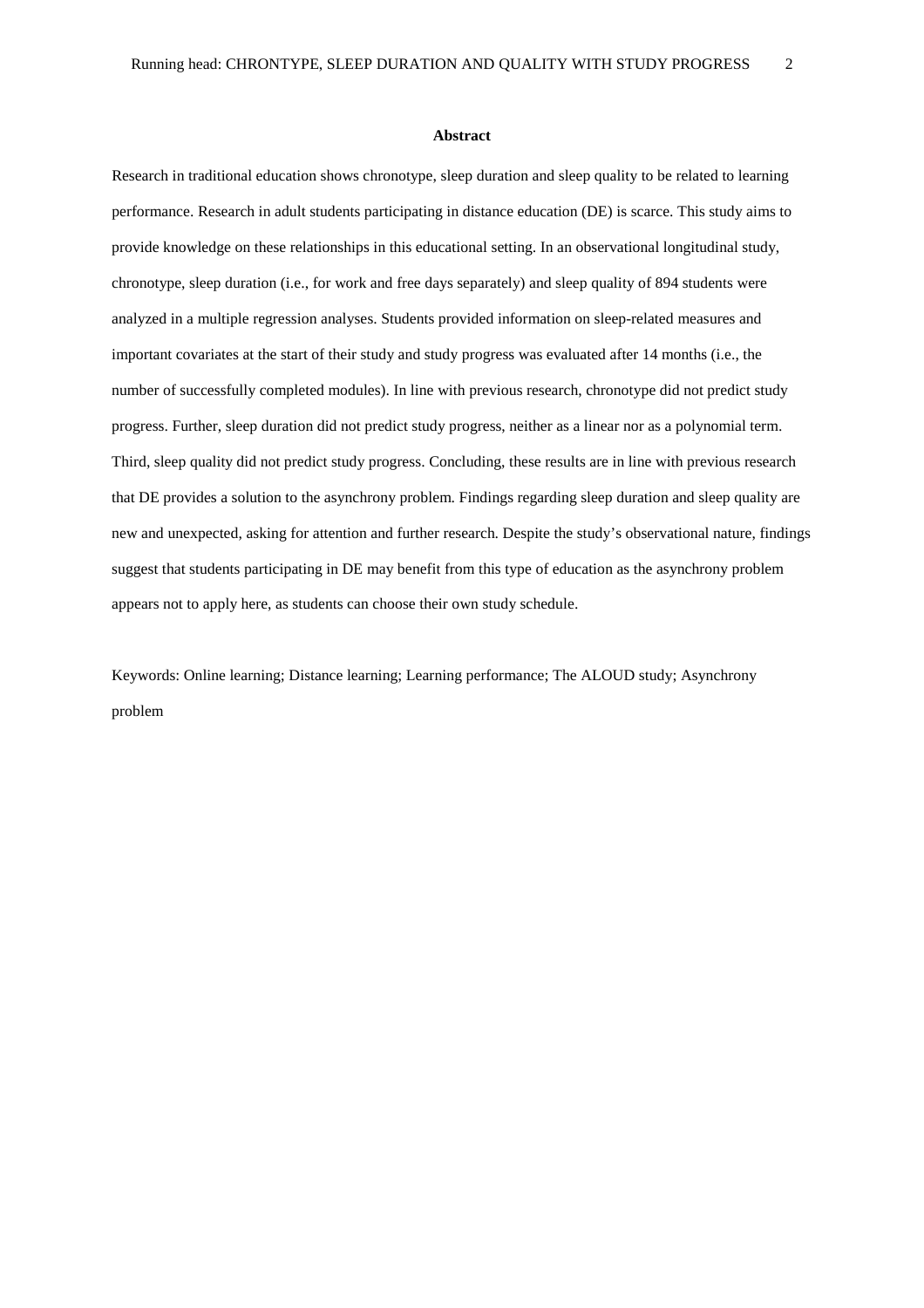## Abstract

Research in traditional education shows chronotype, sleep duration and sleep quality to be related to learning performance. Research in adult students participating in distance education (DE) is scarce. This study aims to provide knowledge on these relationships in this educational setting. In an observational longitudinal study, chronotype, sleep duration (i.e., for work and free days separately) and sleep quality of 894 students were analyzed in a multiple regression analyses. Students provided information on sleep-related measures and important covariates at the start of their study and study progress was evaluated after 14 months (i.e., the number of successfully completed modules). In line with previous research, chronotype did not predict study progress. Further, sleep duration did not predict study progress, neither as a linear nor as a polynomial term. Third, sleep quality did not predict study progress. Concluding, these results are in line with previous research that DE provides a solution to the asynchrony problem. Findings regarding sleep duration and sleep quality are new and unexpected, asking for attention and further research. Despite the study's observational nature, findings suggest that students participating in DE may benefit from this type of education as the asynchrony problem appears not to apply here, as students can choose their own study schedule.

Keywords: Online learning; Distance learning; Learning performance; The ALOUD study; Asynchrony problem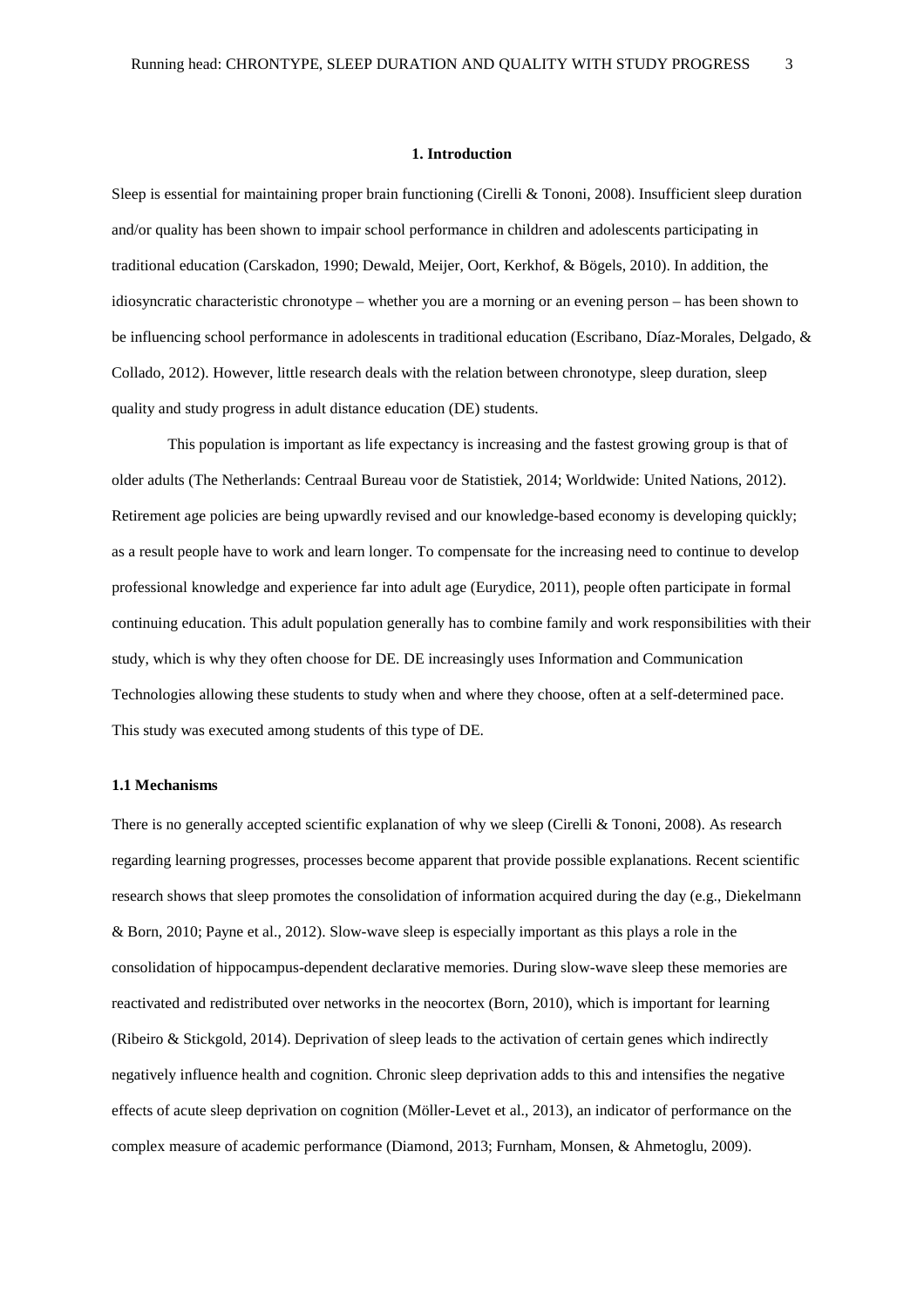## 1. Introduction

Sleep is essential for maintaining proper brain functioning (Cirelli & Tononi, 2008). Insufficient sleep duration and/or quality has been shown to impair school performance in children and adolescents participating in traditional education (Carskadon, 1990; Dewald, Meijer, Oort, Kerkhof, & Bögels, 2010). In addition, the idiosyncratic characteristic chronotype – whether you are a morning or an evening person – has been shown to be influencing school performance in adolescents in traditional education (Escribano, Díaz-Morales, Delgado, & Collado, 2012). However, little research deals with the relation between chronotype, sleep duration, sleep quality and study progress in adult distance education (DE) students.

This population is important as life expectancy is increasing and the fastest growing group is that of older adults (The Netherlands: Centraal Bureau voor de Statistiek, 2014; Worldwide: United Nations, 2012). Retirement age policies are being upwardly revised and our knowledge-based economy is developing quickly; as a result people have to work and learn longer. To compensate for the increasing need to continue to develop professional knowledge and experience far into adult age (Eurydice, 2011), people often participate in formal continuing education. This adult population generally has to combine family and work responsibilities with their study, which is why they often choose for DE. DE increasingly uses Information and Communication Technologies allowing these students to study when and where they choose, often at a self-determined pace. This study was executed among students of this type of DE.

### 1.1 Mechanisms

There is no generally accepted scientific explanation of why we sleep (Cirelli & Tononi, 2008). As research regarding learning progresses, processes become apparent that provide possible explanations. Recent scientific research shows that sleep promotes the consolidation of information acquired during the day (e.g., Diekelmann & Born, 2010; Payne et al., 2012). Slow-wave sleep is especially important as this plays a role in the consolidation of hippocampus-dependent declarative memories. During slow-wave sleep these memories are reactivated and redistributed over networks in the neocortex (Born, 2010), which is important for learning (Ribeiro & Stickgold, 2014). Deprivation of sleep leads to the activation of certain genes which indirectly negatively influence health and cognition. Chronic sleep deprivation adds to this and intensifies the negative effects of acute sleep deprivation on cognition (Möller-Levet et al., 2013), an indicator of performance on the complex measure of academic performance (Diamond, 2013; Furnham, Monsen, & Ahmetoglu, 2009).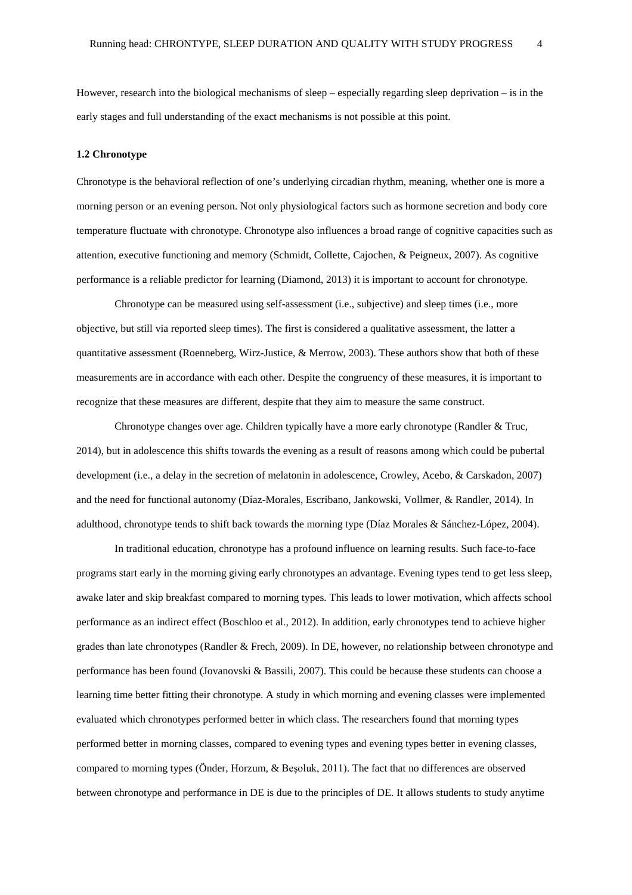However, research into the biological mechanisms of sleep – especially regarding sleep deprivation – is in the early stages and full understanding of the exact mechanisms is not possible at this point.

### 1.2 Chronotype

Chronotype is the behavioral reflection of one's underlying circadian rhythm, meaning, whether one is more a morning person or an evening person. Not only physiological factors such as hormone secretion and body core temperature fluctuate with chronotype. Chronotype also influences a broad range of cognitive capacities such as attention, executive functioning and memory (Schmidt, Collette, Cajochen, & Peigneux, 2007). As cognitive performance is a reliable predictor for learning (Diamond, 2013) it is important to account for chronotype.

Chronotype can be measured using self-assessment (i.e., subjective) and sleep times (i.e., more objective, but still via reported sleep times). The first is considered a qualitative assessment, the latter a quantitative assessment (Roenneberg, Wirz-Justice, & Merrow, 2003). These authors show that both of these measurements are in accordance with each other. Despite the congruency of these measures, it is important to recognize that these measures are different, despite that they aim to measure the same construct.

Chronotype changes over age. Children typically have a more early chronotype (Randler & Truc, 2014), but in adolescence this shifts towards the evening as a result of reasons among which could be pubertal development (i.e., a delay in the secretion of melatonin in adolescence, Crowley, Acebo, & Carskadon, 2007) and the need for functional autonomy (Díaz-Morales, Escribano, Jankowski, Vollmer, & Randler, 2014). In adulthood, chronotype tends to shift back towards the morning type (Díaz Morales & Sánchez-López, 2004).

In traditional education, chronotype has a profound influence on learning results. Such face-to-face programs start early in the morning giving early chronotypes an advantage. Evening types tend to get less sleep, awake later and skip breakfast compared to morning types. This leads to lower motivation, which affects school performance as an indirect effect (Boschloo et al., 2012). In addition, early chronotypes tend to achieve higher grades than late chronotypes (Randler & Frech, 2009). In DE, however, no relationship between chronotype and performance has been found (Jovanovski & Bassili, 2007). This could be because these students can choose a learning time better fitting their chronotype. A study in which morning and evening classes were implemented evaluated which chronotypes performed better in which class. The researchers found that morning types performed better in morning classes, compared to evening types and evening types better in evening classes, compared to morning types (Önder, Horzum, & Beşoluk, 2011). The fact that no differences are observed between chronotype and performance in DE is due to the principles of DE. It allows students to study anytime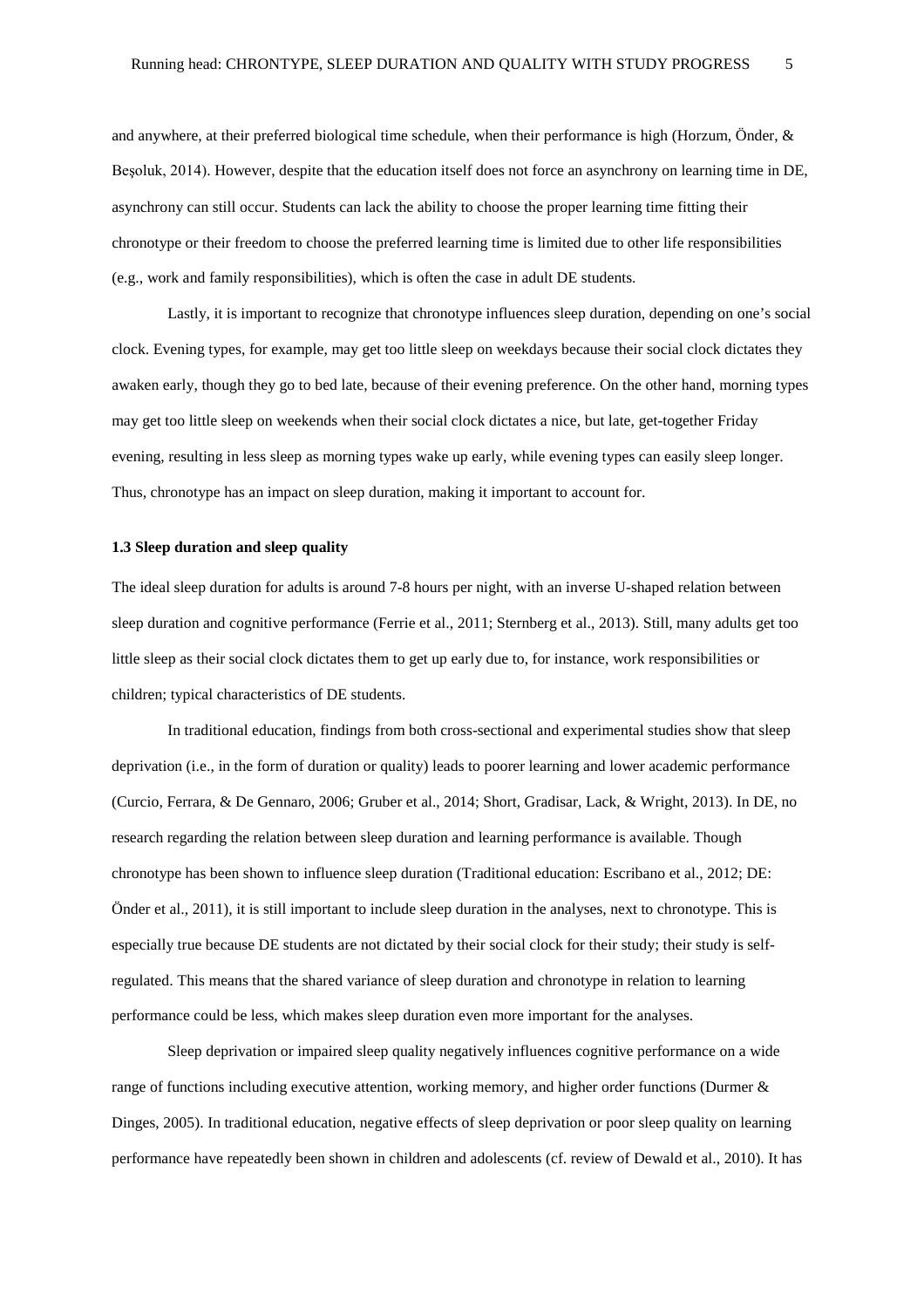and anywhere, at their preferred biological time schedule, when their performance is high (Horzum, Önder, & Beşoluk, 2014). However, despite that the education itself does not force an asynchrony on learning time in DE, asynchrony can still occur. Students can lack the ability to choose the proper learning time fitting their chronotype or their freedom to choose the preferred learning time is limited due to other life responsibilities (e.g., work and family responsibilities), which is often the case in adult DE students.

Lastly, it is important to recognize that chronotype influences sleep duration, depending on one's social clock. Evening types, for example, may get too little sleep on weekdays because their social clock dictates they awaken early, though they go to bed late, because of their evening preference. On the other hand, morning types may get too little sleep on weekends when their social clock dictates a nice, but late, get-together Friday evening, resulting in less sleep as morning types wake up early, while evening types can easily sleep longer. Thus, chronotype has an impact on sleep duration, making it important to account for.

### 1.3 Sleep duration and sleep quality

The ideal sleep duration for adults is around 7-8 hours per night, with an inverse U-shaped relation between sleep duration and cognitive performance (Ferrie et al., 2011; Sternberg et al., 2013). Still, many adults get too little sleep as their social clock dictates them to get up early due to, for instance, work responsibilities or children; typical characteristics of DE students.

In traditional education, findings from both cross-sectional and experimental studies show that sleep deprivation (i.e., in the form of duration or quality) leads to poorer learning and lower academic performance (Curcio, Ferrara, & De Gennaro, 2006; Gruber et al., 2014; Short, Gradisar, Lack, & Wright, 2013). In DE, no research regarding the relation between sleep duration and learning performance is available. Though chronotype has been shown to influence sleep duration (Traditional education: Escribano et al., 2012; DE: Önder et al., 2011), it is still important to include sleep duration in the analyses, next to chronotype. This is especially true because DE students are not dictated by their social clock for their study; their study is self-regulated. This means that the shared variance of sleep duration and chronotype in relation to learning performance could be less, which makes sleep duration even more important for the analyses.

Sleep deprivation or impaired sleep quality negatively influences cognitive performance on a wide range of functions including executive attention, working memory, and higher order functions (Durmer & Dinges, 2005). In traditional education, negative effects of sleep deprivation or poor sleep quality on learning performance have repeatedly been shown in children and adolescents (cf. review of Dewald et al., 2010). It has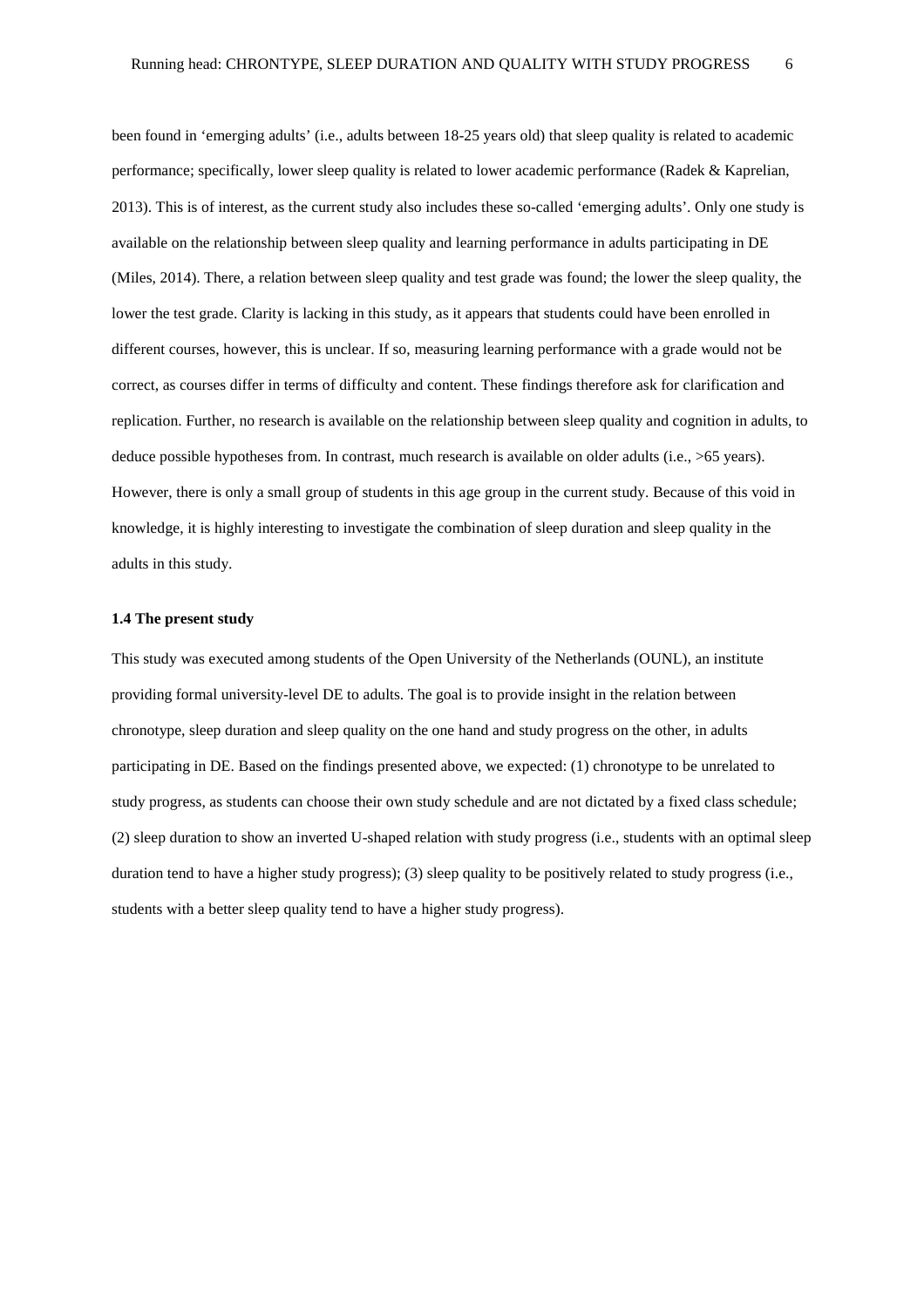been found in 'emerging adults' (i.e., adults between 18-25 years old) that sleep quality is related to academic performance; specifically, lower sleep quality is related to lower academic performance (Radek & Kaprelian, 2013). This is of interest, as the current study also includes these so-called 'emerging adults'. Only one study is available on the relationship between sleep quality and learning performance in adults participating in DE (Miles, 2014). There, a relation between sleep quality and test grade was found; the lower the sleep quality, the lower the test grade. Clarity is lacking in this study, as it appears that students could have been enrolled in different courses, however, this is unclear. If so, measuring learning performance with a grade would not be correct, as courses differ in terms of difficulty and content. These findings therefore ask for clarification and replication. Further, no research is available on the relationship between sleep quality and cognition in adults, to deduce possible hypotheses from. In contrast, much research is available on older adults (i.e., >65 years). However, there is only a small group of students in this age group in the current study. Because of this void in knowledge, it is highly interesting to investigate the combination of sleep duration and sleep quality in the adults in this study.

### 1.4 The present study

This study was executed among students of the Open University of the Netherlands (OUNL), an institute providing formal university-level DE to adults. The goal is to provide insight in the relation between chronotype, sleep duration and sleep quality on the one hand and study progress on the other, in adults participating in DE. Based on the findings presented above, we expected: (1) chronotype to be unrelated to study progress, as students can choose their own study schedule and are not dictated by a fixed class schedule; (2) sleep duration to show an inverted U-shaped relation with study progress (i.e., students with an optimal sleep duration tend to have a higher study progress); (3) sleep quality to be positively related to study progress (i.e., students with a better sleep quality tend to have a higher study progress).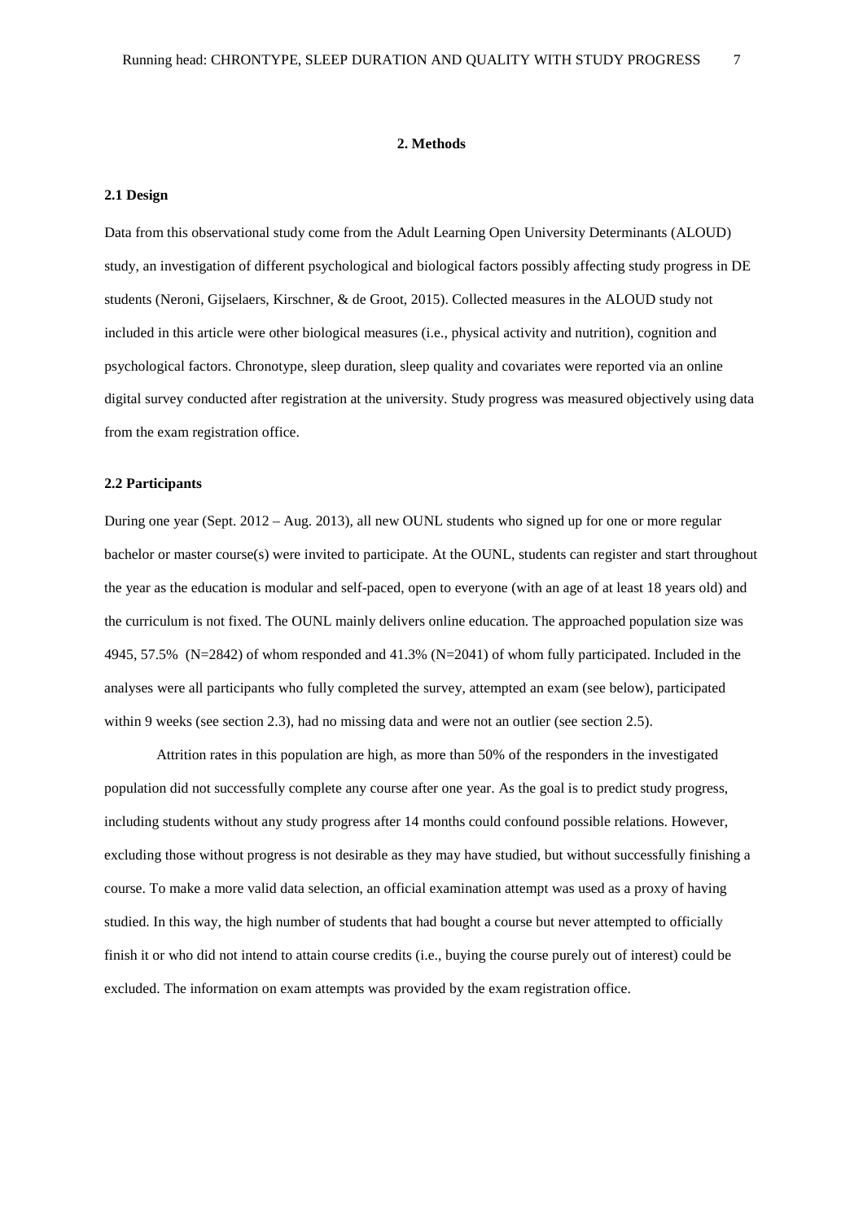## 2. Methods

### 2.1 Design

Data from this observational study come from the Adult Learning Open University Determinants (ALOUD) study, an investigation of different psychological and biological factors possibly affecting study progress in DE students (Neroni, Gijselaers, Kirschner, & de Groot, 2015). Collected measures in the ALOUD study not included in this article were other biological measures (i.e., physical activity and nutrition), cognition and psychological factors. Chronotype, sleep duration, sleep quality and covariates were reported via an online digital survey conducted after registration at the university. Study progress was measured objectively using data from the exam registration office.

### 2.2 Participants

During one year (Sept. 2012 – Aug. 2013), all new OUNL students who signed up for one or more regular bachelor or master course(s) were invited to participate. At the OUNL, students can register and start throughout the year as the education is modular and self-paced, open to everyone (with an age of at least 18 years old) and the curriculum is not fixed. The OUNL mainly delivers online education. The approached population size was 4945, 57.5% (N=2842) of whom responded and 41.3% (N=2041) of whom fully participated. Included in the analyses were all participants who fully completed the survey, attempted an exam (see below), participated within 9 weeks (see section 2.3), had no missing data and were not an outlier (see section 2.5).

Attrition rates in this population are high, as more than 50% of the responders in the investigated population did not successfully complete any course after one year. As the goal is to predict study progress, including students without any study progress after 14 months could confound possible relations. However, excluding those without progress is not desirable as they may have studied, but without successfully finishing a course. To make a more valid data selection, an official examination attempt was used as a proxy of having studied. In this way, the high number of students that had bought a course but never attempted to officially finish it or who did not intend to attain course credits (i.e., buying the course purely out of interest) could be excluded. The information on exam attempts was provided by the exam registration office.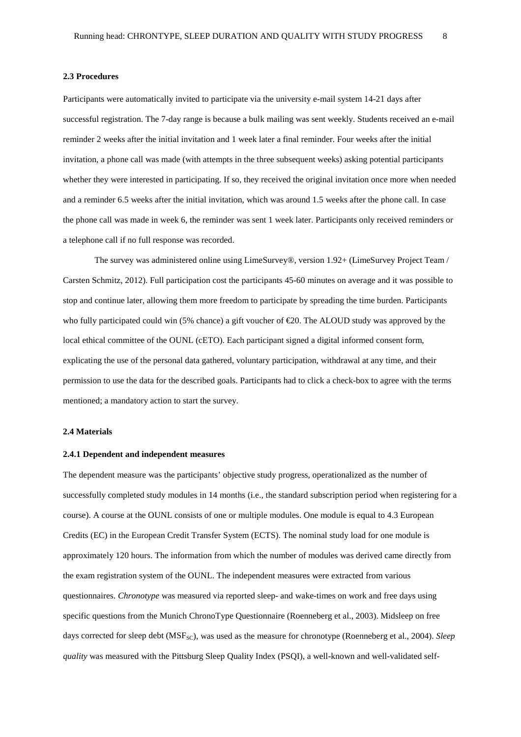### 2.3 Procedures

Participants were automatically invited to participate via the university e-mail system 14-21 days after successful registration. The 7-day range is because a bulk mailing was sent weekly. Students received an e-mail reminder 2 weeks after the initial invitation and 1 week later a final reminder. Four weeks after the initial invitation, a phone call was made (with attempts in the three subsequent weeks) asking potential participants whether they were interested in participating. If so, they received the original invitation once more when needed and a reminder 6.5 weeks after the initial invitation, which was around 1.5 weeks after the phone call. In case the phone call was made in week 6, the reminder was sent 1 week later. Participants only received reminders or a telephone call if no full response was recorded.

The survey was administered online using LimeSurvey®, version 1.92+ (LimeSurvey Project Team / Carsten Schmitz, 2012). Full participation cost the participants 45-60 minutes on average and it was possible to stop and continue later, allowing them more freedom to participate by spreading the time burden. Participants who fully participated could win (5% chance) a gift voucher of €20. The ALOUD study was approved by the local ethical committee of the OUNL (cETO). Each participant signed a digital informed consent form, explicating the use of the personal data gathered, voluntary participation, withdrawal at any time, and their permission to use the data for the described goals. Participants had to click a check-box to agree with the terms mentioned; a mandatory action to start the survey.

### 2.4 Materials

#### 2.4.1 Dependent and independent measures

The dependent measure was the participants' objective study progress, operationalized as the number of successfully completed study modules in 14 months (i.e., the standard subscription period when registering for a course). A course at the OUNL consists of one or multiple modules. One module is equal to 4.3 European Credits (EC) in the European Credit Transfer System (ECTS). The nominal study load for one module is approximately 120 hours. The information from which the number of modules was derived came directly from the exam registration system of the OUNL. The independent measures were extracted from various questionnaires. *Chronotype* was measured via reported sleep- and wake-times on work and free days using specific questions from the Munich ChronoType Questionnaire (Roenneberg et al., 2003). Midsleep on free days corrected for sleep debt ($MSF_{SC}$), was used as the measure for chronotype (Roenneberg et al., 2004). *Sleep quality* was measured with the Pittsburg Sleep Quality Index (PSQI), a well-known and well-validated self-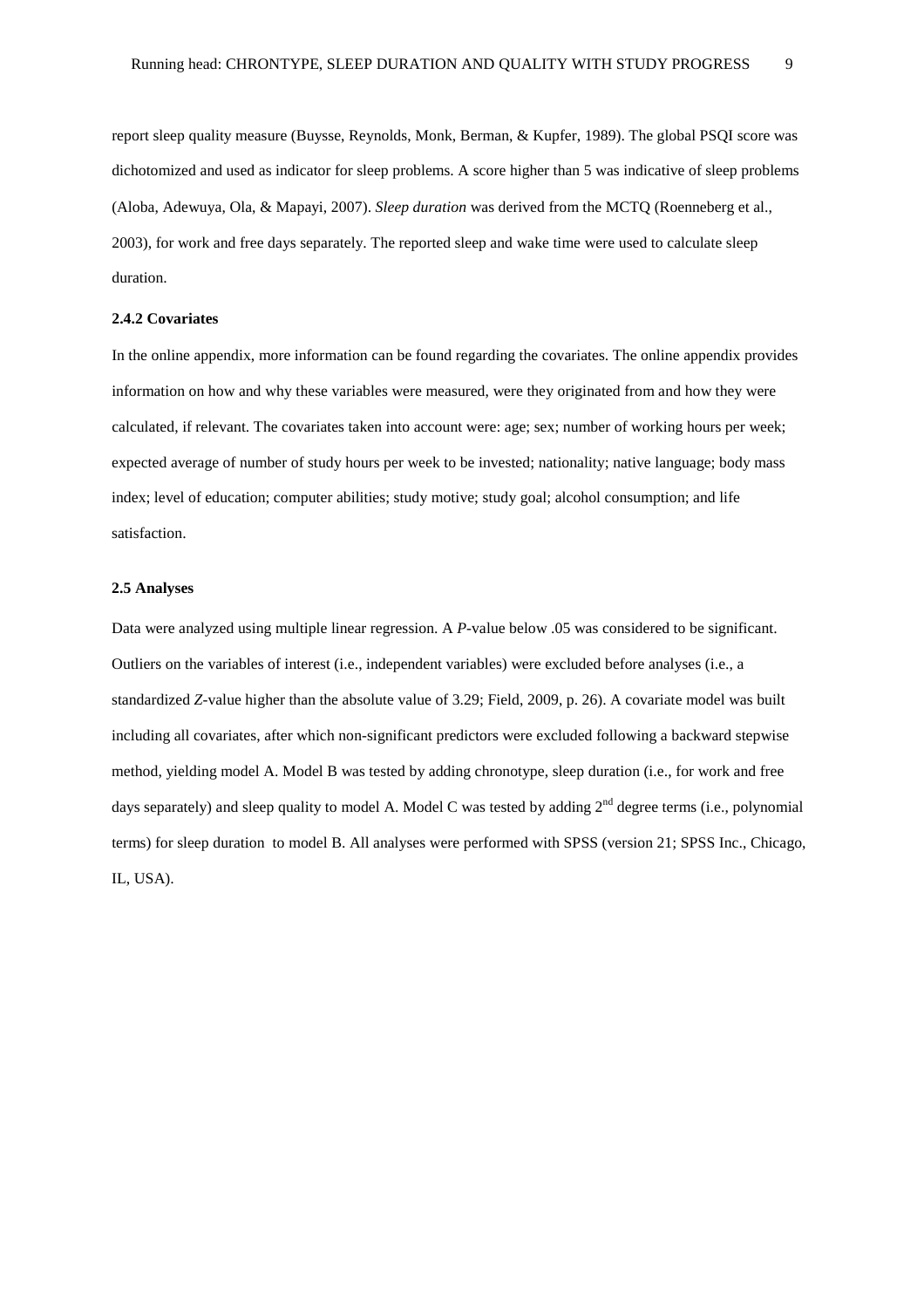report sleep quality measure (Buysse, Reynolds, Monk, Berman, & Kupfer, 1989). The global PSQI score was dichotomized and used as indicator for sleep problems. A score higher than 5 was indicative of sleep problems (Aloba, Adewuya, Ola, & Mapayi, 2007). *Sleep duration* was derived from the MCTQ (Roenneberg et al., 2003), for work and free days separately. The reported sleep and wake time were used to calculate sleep duration.

### 2.4.2 Covariates

In the online appendix, more information can be found regarding the covariates. The online appendix provides information on how and why these variables were measured, were they originated from and how they were calculated, if relevant. The covariates taken into account were: age; sex; number of working hours per week; expected average of number of study hours per week to be invested; nationality; native language; body mass index; level of education; computer abilities; study motive; study goal; alcohol consumption; and life satisfaction.

## 2.5 Analyses

Data were analyzed using multiple linear regression. A *P*-value below .05 was considered to be significant. Outliers on the variables of interest (i.e., independent variables) were excluded before analyses (i.e., a standardized *Z*-value higher than the absolute value of 3.29; Field, 2009, p. 26). A covariate model was built including all covariates, after which non-significant predictors were excluded following a backward stepwise method, yielding model A. Model B was tested by adding chronotype, sleep duration (i.e., for work and free days separately) and sleep quality to model A. Model C was tested by adding 2nd degree terms (i.e., polynomial terms) for sleep duration to model B. All analyses were performed with SPSS (version 21; SPSS Inc., Chicago, IL, USA).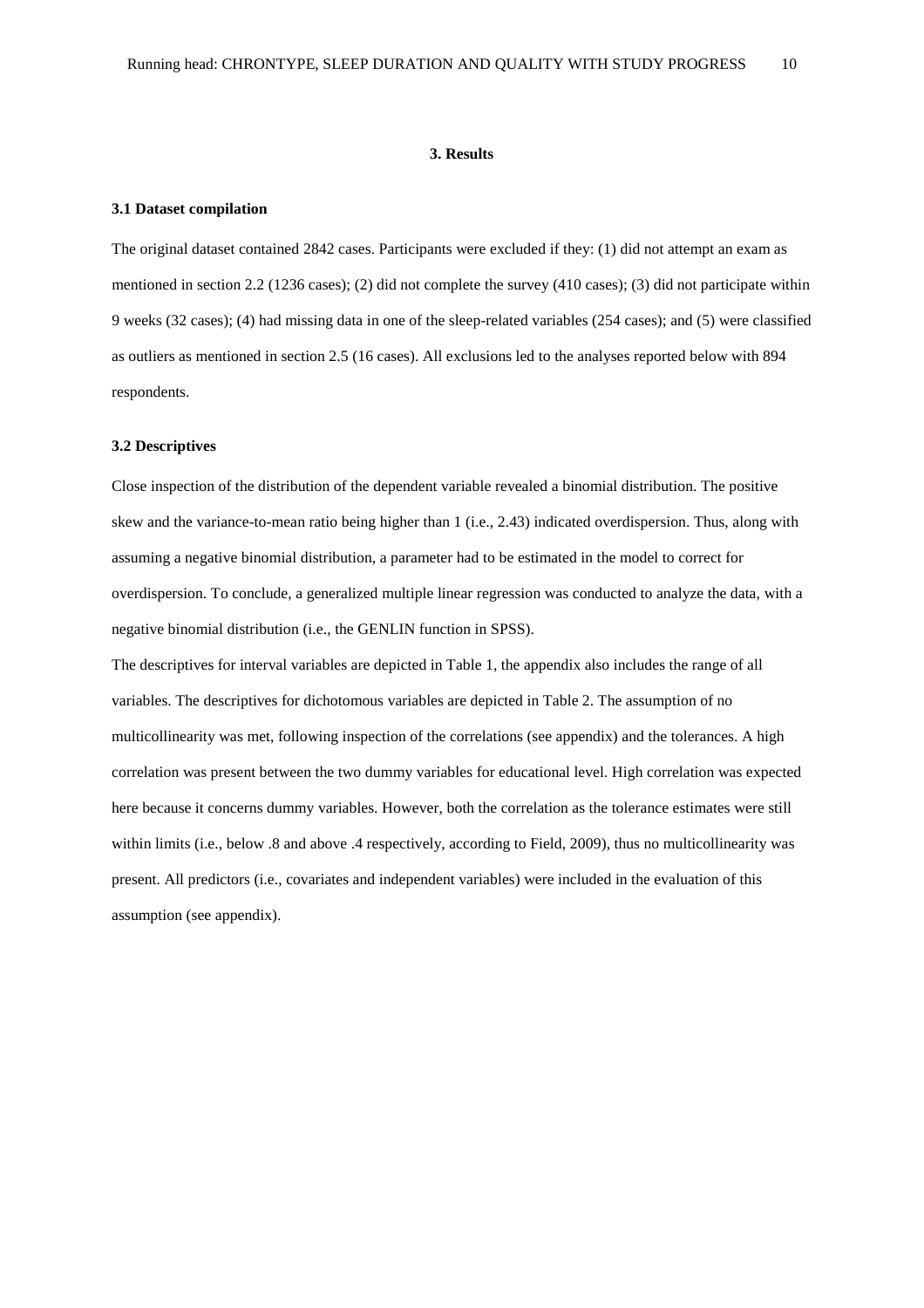# 3. Results

### 3.1 Dataset compilation

The original dataset contained 2842 cases. Participants were excluded if they: (1) did not attempt an exam as mentioned in section 2.2 (1236 cases); (2) did not complete the survey (410 cases); (3) did not participate within 9 weeks (32 cases); (4) had missing data in one of the sleep-related variables (254 cases); and (5) were classified as outliers as mentioned in section 2.5 (16 cases). All exclusions led to the analyses reported below with 894 respondents.

### 3.2 Descriptives

Close inspection of the distribution of the dependent variable revealed a binomial distribution. The positive skew and the variance-to-mean ratio being higher than 1 (i.e., 2.43) indicated overdispersion. Thus, along with assuming a negative binomial distribution, a parameter had to be estimated in the model to correct for overdispersion. To conclude, a generalized multiple linear regression was conducted to analyze the data, with a negative binomial distribution (i.e., the GENLIN function in SPSS).

The descriptives for interval variables are depicted in Table 1, the appendix also includes the range of all variables. The descriptives for dichotomous variables are depicted in Table 2. The assumption of no multicollinearity was met, following inspection of the correlations (see appendix) and the tolerances. A high correlation was present between the two dummy variables for educational level. High correlation was expected here because it concerns dummy variables. However, both the correlation as the tolerance estimates were still within limits (i.e., below .8 and above .4 respectively, according to Field, 2009), thus no multicollinearity was present. All predictors (i.e., covariates and independent variables) were included in the evaluation of this assumption (see appendix).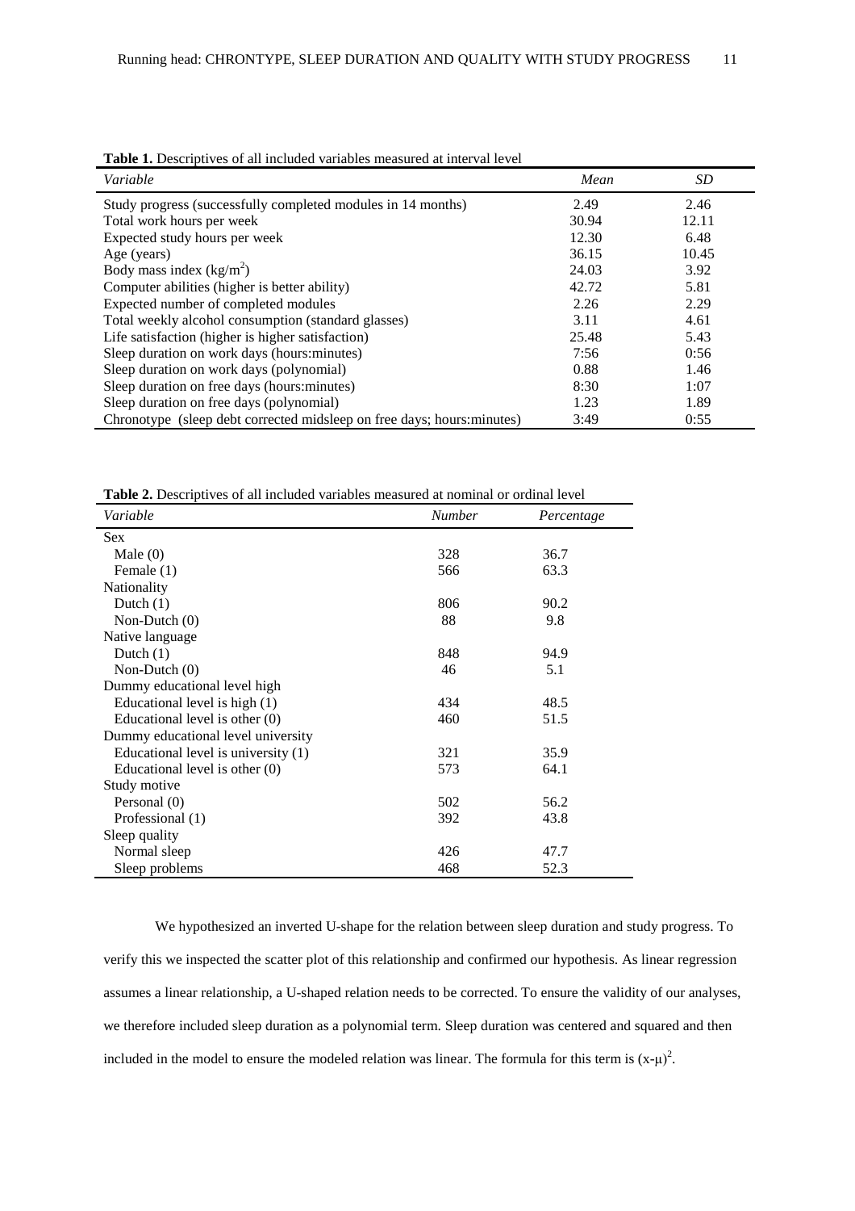**Table 1.** Descriptives of all included variables measured at interval level

| *Variable* | *Mean* | *SD* |
|---|---|---|
| Study progress (successfully completed modules in 14 months) | 2.49 | 2.46 |
| Total work hours per week | 30.94 | 12.11 |
| Expected study hours per week | 12.30 | 6.48 |
| Age (years) | 36.15 | 10.45 |
| Body mass index ($kg/m^2$) | 24.03 | 3.92 |
| Computer abilities (higher is better ability) | 42.72 | 5.81 |
| Expected number of completed modules | 2.26 | 2.29 |
| Total weekly alcohol consumption (standard glasses) | 3.11 | 4.61 |
| Life satisfaction (higher is higher satisfaction) | 25.48 | 5.43 |
| Sleep duration on work days (hours:minutes) | 7:56 | 0:56 |
| Sleep duration on work days (polynomial) | 0.88 | 1.46 |
| Sleep duration on free days (hours:minutes) | 8:30 | 1:07 |
| Sleep duration on free days (polynomial) | 1.23 | 1.89 |
| Chronotype (sleep debt corrected midsleep on free days; hours:minutes) | 3:49 | 0:55 |

**Table 2.** Descriptives of all included variables measured at nominal or ordinal level

| *Variable* | *Number* | *Percentage* |
|---|---|---|
| Sex | | |
| Male (0) | 328 | 36.7 |
| Female (1) | 566 | 63.3 |
| Nationality | | |
| Dutch (1) | 806 | 90.2 |
| Non-Dutch (0) | 88 | 9.8 |
| Native language | | |
| Dutch (1) | 848 | 94.9 |
| Non-Dutch (0) | 46 | 5.1 |
| Dummy educational level high | | |
| Educational level is high (1) | 434 | 48.5 |
| Educational level is other (0) | 460 | 51.5 |
| Dummy educational level university | | |
| Educational level is university (1) | 321 | 35.9 |
| Educational level is other (0) | 573 | 64.1 |
| Study motive | | |
| Personal (0) | 502 | 56.2 |
| Professional (1) | 392 | 43.8 |
| Sleep quality | | |
| Normal sleep | 426 | 47.7 |
| Sleep problems | 468 | 52.3 |

We hypothesized an inverted U-shape for the relation between sleep duration and study progress. To verify this we inspected the scatter plot of this relationship and confirmed our hypothesis. As linear regression assumes a linear relationship, a U-shaped relation needs to be corrected. To ensure the validity of our analyses, we therefore included sleep duration as a polynomial term. Sleep duration was centered and squared and then included in the model to ensure the modeled relation was linear. The formula for this term is $(x-\mu)^2$.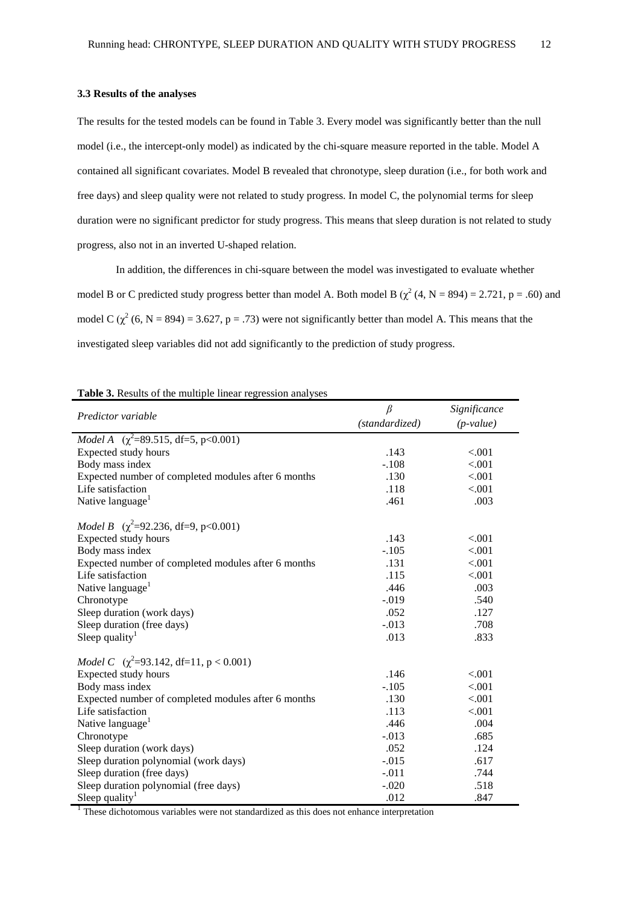### 3.3 Results of the analyses

The results for the tested models can be found in Table 3. Every model was significantly better than the null model (i.e., the intercept-only model) as indicated by the chi-square measure reported in the table. Model A contained all significant covariates. Model B revealed that chronotype, sleep duration (i.e., for both work and free days) and sleep quality were not related to study progress. In model C, the polynomial terms for sleep duration were no significant predictor for study progress. This means that sleep duration is not related to study progress, also not in an inverted U-shaped relation.

In addition, the differences in chi-square between the model was investigated to evaluate whether model B or C predicted study progress better than model A. Both model B ($\chi^2$ (4, N = 894) = 2.721, p = .60) and model C ($\chi^2$ (6, N = 894) = 3.627, p = .73) were not significantly better than model A. This means that the investigated sleep variables did not add significantly to the prediction of study progress.

**Table 3.** Results of the multiple linear regression analyses

| *Predictor variable* | $\beta$ *(standardized)* | *Significance (p-value)* |
|---|---|---|
| *Model A* ($\chi^2$=89.515, df=5, p<0.001) | | |
| Expected study hours | .143 | <.001 |
| Body mass index | -.108 | <.001 |
| Expected number of completed modules after 6 months | .130 | <.001 |
| Life satisfaction | .118 | <.001 |
| Native language[1] | .461 | .003 |
| *Model B* ($\chi^2$=92.236, df=9, p<0.001) | | |
| Expected study hours | .143 | <.001 |
| Body mass index | -.105 | <.001 |
| Expected number of completed modules after 6 months | .131 | <.001 |
| Life satisfaction | .115 | <.001 |
| Native language[1] | .446 | .003 |
| Chronotype | -.019 | .540 |
| Sleep duration (work days) | .052 | .127 |
| Sleep duration (free days) | -.013 | .708 |
| Sleep quality[1] | .013 | .833 |
| *Model C* ($\chi^2$=93.142, df=11, p < 0.001) | | |
| Expected study hours | .146 | <.001 |
| Body mass index | -.105 | <.001 |
| Expected number of completed modules after 6 months | .130 | <.001 |
| Life satisfaction | .113 | <.001 |
| Native language[1] | .446 | .004 |
| Chronotype | -.013 | .685 |
| Sleep duration (work days) | .052 | .124 |
| Sleep duration polynomial (work days) | -.015 | .617 |
| Sleep duration (free days) | -.011 | .744 |
| Sleep duration polynomial (free days) | -.020 | .518 |
| Sleep quality[1] | .012 | .847 |

[1] These dichotomous variables were not standardized as this does not enhance interpretation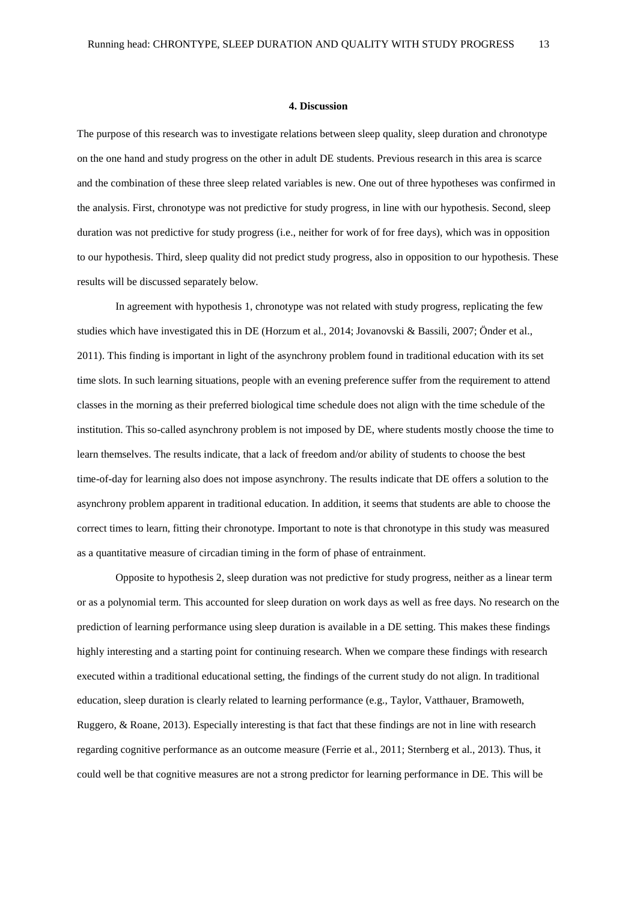## 4. Discussion

The purpose of this research was to investigate relations between sleep quality, sleep duration and chronotype on the one hand and study progress on the other in adult DE students. Previous research in this area is scarce and the combination of these three sleep related variables is new. One out of three hypotheses was confirmed in the analysis. First, chronotype was not predictive for study progress, in line with our hypothesis. Second, sleep duration was not predictive for study progress (i.e., neither for work of for free days), which was in opposition to our hypothesis. Third, sleep quality did not predict study progress, also in opposition to our hypothesis. These results will be discussed separately below.

In agreement with hypothesis 1, chronotype was not related with study progress, replicating the few studies which have investigated this in DE (Horzum et al., 2014; Jovanovski & Bassili, 2007; Önder et al., 2011). This finding is important in light of the asynchrony problem found in traditional education with its set time slots. In such learning situations, people with an evening preference suffer from the requirement to attend classes in the morning as their preferred biological time schedule does not align with the time schedule of the institution. This so-called asynchrony problem is not imposed by DE, where students mostly choose the time to learn themselves. The results indicate, that a lack of freedom and/or ability of students to choose the best time-of-day for learning also does not impose asynchrony. The results indicate that DE offers a solution to the asynchrony problem apparent in traditional education. In addition, it seems that students are able to choose the correct times to learn, fitting their chronotype. Important to note is that chronotype in this study was measured as a quantitative measure of circadian timing in the form of phase of entrainment.

Opposite to hypothesis 2, sleep duration was not predictive for study progress, neither as a linear term or as a polynomial term. This accounted for sleep duration on work days as well as free days. No research on the prediction of learning performance using sleep duration is available in a DE setting. This makes these findings highly interesting and a starting point for continuing research. When we compare these findings with research executed within a traditional educational setting, the findings of the current study do not align. In traditional education, sleep duration is clearly related to learning performance (e.g., Taylor, Vatthauer, Bramoweth, Ruggero, & Roane, 2013). Especially interesting is that fact that these findings are not in line with research regarding cognitive performance as an outcome measure (Ferrie et al., 2011; Sternberg et al., 2013). Thus, it could well be that cognitive measures are not a strong predictor for learning performance in DE. This will be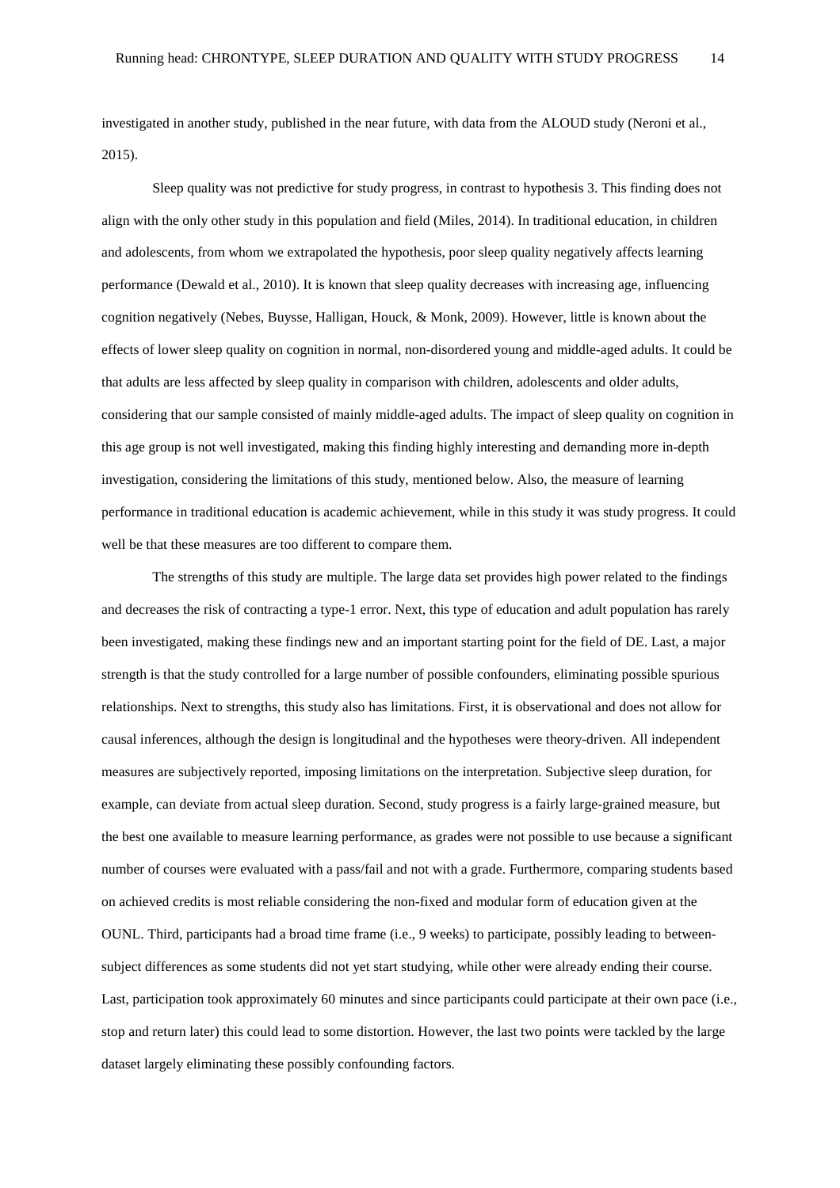investigated in another study, published in the near future, with data from the ALOUD study (Neroni et al., 2015).

Sleep quality was not predictive for study progress, in contrast to hypothesis 3. This finding does not align with the only other study in this population and field (Miles, 2014). In traditional education, in children and adolescents, from whom we extrapolated the hypothesis, poor sleep quality negatively affects learning performance (Dewald et al., 2010). It is known that sleep quality decreases with increasing age, influencing cognition negatively (Nebes, Buysse, Halligan, Houck, & Monk, 2009). However, little is known about the effects of lower sleep quality on cognition in normal, non-disordered young and middle-aged adults. It could be that adults are less affected by sleep quality in comparison with children, adolescents and older adults, considering that our sample consisted of mainly middle-aged adults. The impact of sleep quality on cognition in this age group is not well investigated, making this finding highly interesting and demanding more in-depth investigation, considering the limitations of this study, mentioned below. Also, the measure of learning performance in traditional education is academic achievement, while in this study it was study progress. It could well be that these measures are too different to compare them.

The strengths of this study are multiple. The large data set provides high power related to the findings and decreases the risk of contracting a type-1 error. Next, this type of education and adult population has rarely been investigated, making these findings new and an important starting point for the field of DE. Last, a major strength is that the study controlled for a large number of possible confounders, eliminating possible spurious relationships. Next to strengths, this study also has limitations. First, it is observational and does not allow for causal inferences, although the design is longitudinal and the hypotheses were theory-driven. All independent measures are subjectively reported, imposing limitations on the interpretation. Subjective sleep duration, for example, can deviate from actual sleep duration. Second, study progress is a fairly large-grained measure, but the best one available to measure learning performance, as grades were not possible to use because a significant number of courses were evaluated with a pass/fail and not with a grade. Furthermore, comparing students based on achieved credits is most reliable considering the non-fixed and modular form of education given at the OUNL. Third, participants had a broad time frame (i.e., 9 weeks) to participate, possibly leading to between-subject differences as some students did not yet start studying, while other were already ending their course. Last, participation took approximately 60 minutes and since participants could participate at their own pace (i.e., stop and return later) this could lead to some distortion. However, the last two points were tackled by the large dataset largely eliminating these possibly confounding factors.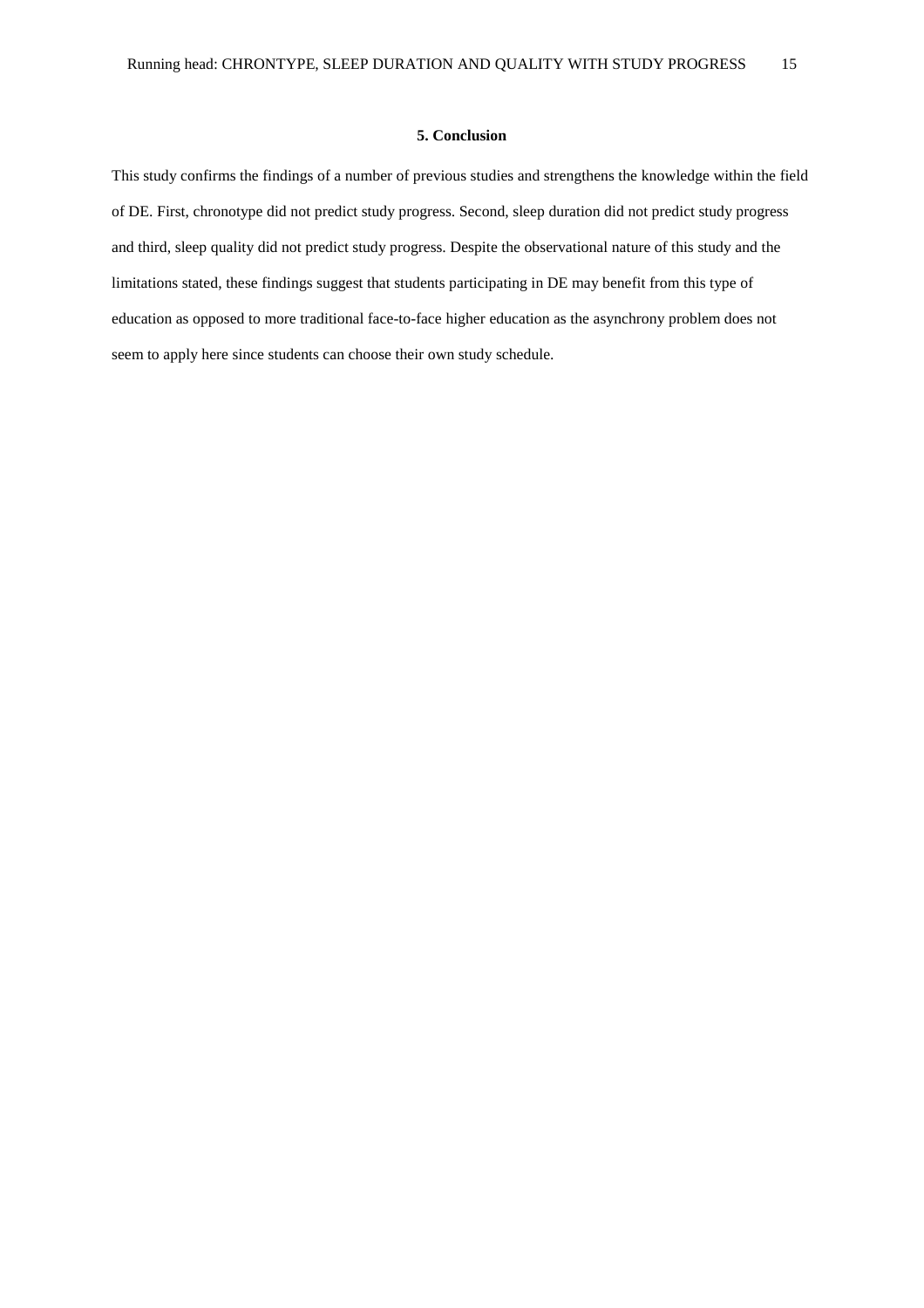## 5. Conclusion

This study confirms the findings of a number of previous studies and strengthens the knowledge within the field of DE. First, chronotype did not predict study progress. Second, sleep duration did not predict study progress and third, sleep quality did not predict study progress. Despite the observational nature of this study and the limitations stated, these findings suggest that students participating in DE may benefit from this type of education as opposed to more traditional face-to-face higher education as the asynchrony problem does not seem to apply here since students can choose their own study schedule.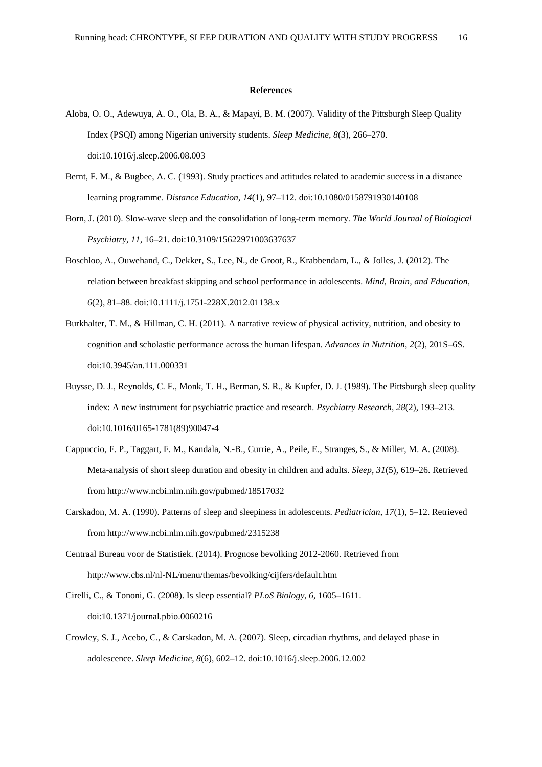**References**

Aloba, O. O., Adewuya, A. O., Ola, B. A., & Mapayi, B. M. (2007). Validity of the Pittsburgh Sleep Quality Index (PSQI) among Nigerian university students. *Sleep Medicine*, *8*(3), 266–270. doi:10.1016/j.sleep.2006.08.003

Bernt, F. M., & Bugbee, A. C. (1993). Study practices and attitudes related to academic success in a distance learning programme. *Distance Education*, *14*(1), 97–112. doi:10.1080/0158791930140108

Born, J. (2010). Slow-wave sleep and the consolidation of long-term memory. *The World Journal of Biological Psychiatry*, *11*, 16–21. doi:10.3109/15622971003637637

Boschloo, A., Ouwehand, C., Dekker, S., Lee, N., de Groot, R., Krabbendam, L., & Jolles, J. (2012). The relation between breakfast skipping and school performance in adolescents. *Mind, Brain, and Education*, *6*(2), 81–88. doi:10.1111/j.1751-228X.2012.01138.x

Burkhalter, T. M., & Hillman, C. H. (2011). A narrative review of physical activity, nutrition, and obesity to cognition and scholastic performance across the human lifespan. *Advances in Nutrition*, *2*(2), 201S–6S. doi:10.3945/an.111.000331

Buysse, D. J., Reynolds, C. F., Monk, T. H., Berman, S. R., & Kupfer, D. J. (1989). The Pittsburgh sleep quality index: A new instrument for psychiatric practice and research. *Psychiatry Research*, *28*(2), 193–213. doi:10.1016/0165-1781(89)90047-4

Cappuccio, F. P., Taggart, F. M., Kandala, N.-B., Currie, A., Peile, E., Stranges, S., & Miller, M. A. (2008). Meta-analysis of short sleep duration and obesity in children and adults. *Sleep*, *31*(5), 619–26. Retrieved from http://www.ncbi.nlm.nih.gov/pubmed/18517032

Carskadon, M. A. (1990). Patterns of sleep and sleepiness in adolescents. *Pediatrician*, *17*(1), 5–12. Retrieved from http://www.ncbi.nlm.nih.gov/pubmed/2315238

Centraal Bureau voor de Statistiek. (2014). Prognose bevolking 2012-2060. Retrieved from http://www.cbs.nl/nl-NL/menu/themas/bevolking/cijfers/default.htm

Cirelli, C., & Tononi, G. (2008). Is sleep essential? *PLoS Biology*, *6*, 1605–1611. doi:10.1371/journal.pbio.0060216

Crowley, S. J., Acebo, C., & Carskadon, M. A. (2007). Sleep, circadian rhythms, and delayed phase in adolescence. *Sleep Medicine*, *8*(6), 602–12. doi:10.1016/j.sleep.2006.12.002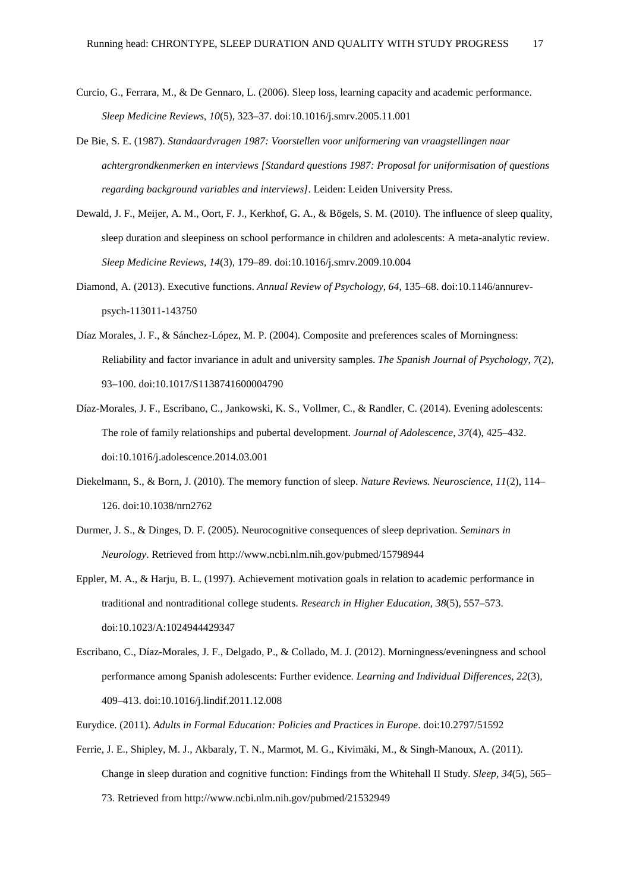Curcio, G., Ferrara, M., & De Gennaro, L. (2006). Sleep loss, learning capacity and academic performance. *Sleep Medicine Reviews*, *10*(5), 323–37. doi:10.1016/j.smrv.2005.11.001

De Bie, S. E. (1987). *Standaardvragen 1987: Voorstellen voor uniformering van vraagstellingen naar achtergrondkenmerken en interviews [Standard questions 1987: Proposal for uniformisation of questions regarding background variables and interviews]*. Leiden: Leiden University Press.

Dewald, J. F., Meijer, A. M., Oort, F. J., Kerkhof, G. A., & Bögels, S. M. (2010). The influence of sleep quality, sleep duration and sleepiness on school performance in children and adolescents: A meta-analytic review. *Sleep Medicine Reviews*, *14*(3), 179–89. doi:10.1016/j.smrv.2009.10.004

Diamond, A. (2013). Executive functions. *Annual Review of Psychology*, *64*, 135–68. doi:10.1146/annurev-psych-113011-143750

Díaz Morales, J. F., & Sánchez-López, M. P. (2004). Composite and preferences scales of Morningness: Reliability and factor invariance in adult and university samples. *The Spanish Journal of Psychology*, *7*(2), 93–100. doi:10.1017/S1138741600004790

Díaz-Morales, J. F., Escribano, C., Jankowski, K. S., Vollmer, C., & Randler, C. (2014). Evening adolescents: The role of family relationships and pubertal development. *Journal of Adolescence*, *37*(4), 425–432. doi:10.1016/j.adolescence.2014.03.001

Diekelmann, S., & Born, J. (2010). The memory function of sleep. *Nature Reviews. Neuroscience*, *11*(2), 114–126. doi:10.1038/nrn2762

Durmer, J. S., & Dinges, D. F. (2005). Neurocognitive consequences of sleep deprivation. *Seminars in Neurology*. Retrieved from http://www.ncbi.nlm.nih.gov/pubmed/15798944

Eppler, M. A., & Harju, B. L. (1997). Achievement motivation goals in relation to academic performance in traditional and nontraditional college students. *Research in Higher Education*, *38*(5), 557–573. doi:10.1023/A:1024944429347

Escribano, C., Díaz-Morales, J. F., Delgado, P., & Collado, M. J. (2012). Morningness/eveningness and school performance among Spanish adolescents: Further evidence. *Learning and Individual Differences*, *22*(3), 409–413. doi:10.1016/j.lindif.2011.12.008

Eurydice. (2011). *Adults in Formal Education: Policies and Practices in Europe*. doi:10.2797/51592

Ferrie, J. E., Shipley, M. J., Akbaraly, T. N., Marmot, M. G., Kivimäki, M., & Singh-Manoux, A. (2011). Change in sleep duration and cognitive function: Findings from the Whitehall II Study. *Sleep*, *34*(5), 565–73. Retrieved from http://www.ncbi.nlm.nih.gov/pubmed/21532949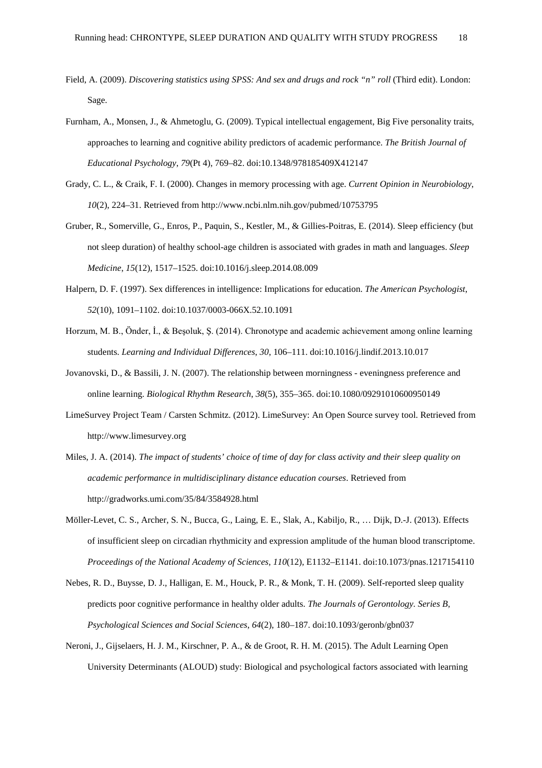Field, A. (2009). *Discovering statistics using SPSS: And sex and drugs and rock "n" roll* (Third edit). London: Sage.

Furnham, A., Monsen, J., & Ahmetoglu, G. (2009). Typical intellectual engagement, Big Five personality traits, approaches to learning and cognitive ability predictors of academic performance. *The British Journal of Educational Psychology*, *79*(Pt 4), 769–82. doi:10.1348/978185409X412147

Grady, C. L., & Craik, F. I. (2000). Changes in memory processing with age. *Current Opinion in Neurobiology*, *10*(2), 224–31. Retrieved from http://www.ncbi.nlm.nih.gov/pubmed/10753795

Gruber, R., Somerville, G., Enros, P., Paquin, S., Kestler, M., & Gillies-Poitras, E. (2014). Sleep efficiency (but not sleep duration) of healthy school-age children is associated with grades in math and languages. *Sleep Medicine*, *15*(12), 1517–1525. doi:10.1016/j.sleep.2014.08.009

Halpern, D. F. (1997). Sex differences in intelligence: Implications for education. *The American Psychologist*, *52*(10), 1091–1102. doi:10.1037/0003-066X.52.10.1091

Horzum, M. B., Önder, İ., & Beşoluk, Ş. (2014). Chronotype and academic achievement among online learning students. *Learning and Individual Differences*, *30*, 106–111. doi:10.1016/j.lindif.2013.10.017

Jovanovski, D., & Bassili, J. N. (2007). The relationship between morningness - eveningness preference and online learning. *Biological Rhythm Research*, *38*(5), 355–365. doi:10.1080/09291010600950149

LimeSurvey Project Team / Carsten Schmitz. (2012). LimeSurvey: An Open Source survey tool. Retrieved from http://www.limesurvey.org

Miles, J. A. (2014). *The impact of students' choice of time of day for class activity and their sleep quality on academic performance in multidisciplinary distance education courses*. Retrieved from http://gradworks.umi.com/35/84/3584928.html

Möller-Levet, C. S., Archer, S. N., Bucca, G., Laing, E. E., Slak, A., Kabiljo, R., … Dijk, D.-J. (2013). Effects of insufficient sleep on circadian rhythmicity and expression amplitude of the human blood transcriptome. *Proceedings of the National Academy of Sciences*, *110*(12), E1132–E1141. doi:10.1073/pnas.1217154110

Nebes, R. D., Buysse, D. J., Halligan, E. M., Houck, P. R., & Monk, T. H. (2009). Self-reported sleep quality predicts poor cognitive performance in healthy older adults. *The Journals of Gerontology. Series B, Psychological Sciences and Social Sciences*, *64*(2), 180–187. doi:10.1093/geronb/gbn037

Neroni, J., Gijselaers, H. J. M., Kirschner, P. A., & de Groot, R. H. M. (2015). The Adult Learning Open University Determinants (ALOUD) study: Biological and psychological factors associated with learning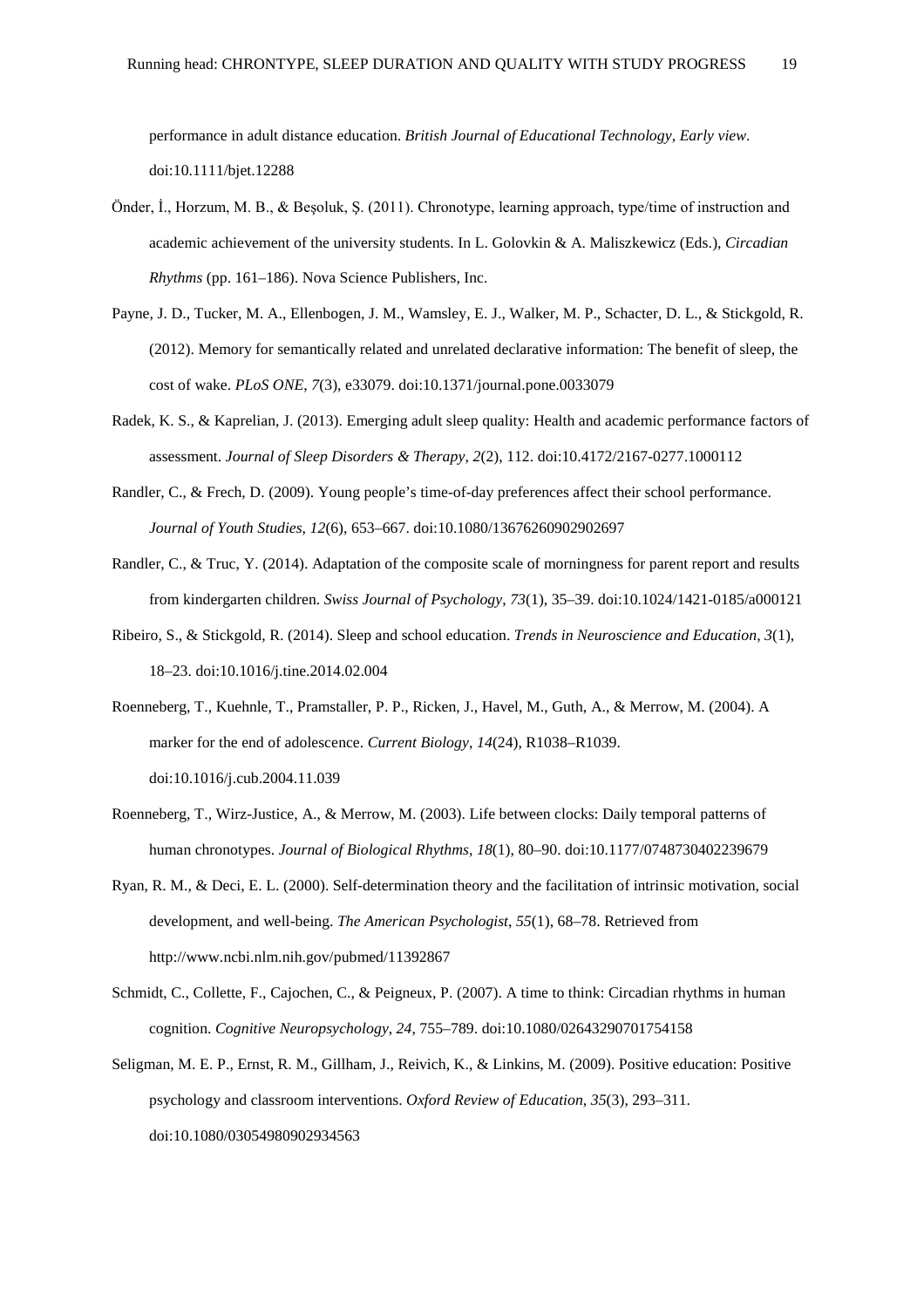performance in adult distance education. *British Journal of Educational Technology*, *Early view*. doi:10.1111/bjet.12288

Önder, İ., Horzum, M. B., & Beşoluk, Ş. (2011). Chronotype, learning approach, type/time of instruction and academic achievement of the university students. In L. Golovkin & A. Maliszkewicz (Eds.), *Circadian Rhythms* (pp. 161–186). Nova Science Publishers, Inc.

Payne, J. D., Tucker, M. A., Ellenbogen, J. M., Wamsley, E. J., Walker, M. P., Schacter, D. L., & Stickgold, R. (2012). Memory for semantically related and unrelated declarative information: The benefit of sleep, the cost of wake. *PLoS ONE*, *7*(3), e33079. doi:10.1371/journal.pone.0033079

Radek, K. S., & Kaprelian, J. (2013). Emerging adult sleep quality: Health and academic performance factors of assessment. *Journal of Sleep Disorders & Therapy*, *2*(2), 112. doi:10.4172/2167-0277.1000112

Randler, C., & Frech, D. (2009). Young people's time-of-day preferences affect their school performance. *Journal of Youth Studies*, *12*(6), 653–667. doi:10.1080/13676260902902697

Randler, C., & Truc, Y. (2014). Adaptation of the composite scale of morningness for parent report and results from kindergarten children. *Swiss Journal of Psychology*, *73*(1), 35–39. doi:10.1024/1421-0185/a000121

Ribeiro, S., & Stickgold, R. (2014). Sleep and school education. *Trends in Neuroscience and Education*, *3*(1), 18–23. doi:10.1016/j.tine.2014.02.004

Roenneberg, T., Kuehnle, T., Pramstaller, P. P., Ricken, J., Havel, M., Guth, A., & Merrow, M. (2004). A marker for the end of adolescence. *Current Biology*, *14*(24), R1038–R1039. doi:10.1016/j.cub.2004.11.039

Roenneberg, T., Wirz-Justice, A., & Merrow, M. (2003). Life between clocks: Daily temporal patterns of human chronotypes. *Journal of Biological Rhythms*, *18*(1), 80–90. doi:10.1177/0748730402239679

Ryan, R. M., & Deci, E. L. (2000). Self-determination theory and the facilitation of intrinsic motivation, social development, and well-being. *The American Psychologist*, *55*(1), 68–78. Retrieved from http://www.ncbi.nlm.nih.gov/pubmed/11392867

Schmidt, C., Collette, F., Cajochen, C., & Peigneux, P. (2007). A time to think: Circadian rhythms in human cognition. *Cognitive Neuropsychology*, *24*, 755–789. doi:10.1080/02643290701754158

Seligman, M. E. P., Ernst, R. M., Gillham, J., Reivich, K., & Linkins, M. (2009). Positive education: Positive psychology and classroom interventions. *Oxford Review of Education*, *35*(3), 293–311. doi:10.1080/03054980902934563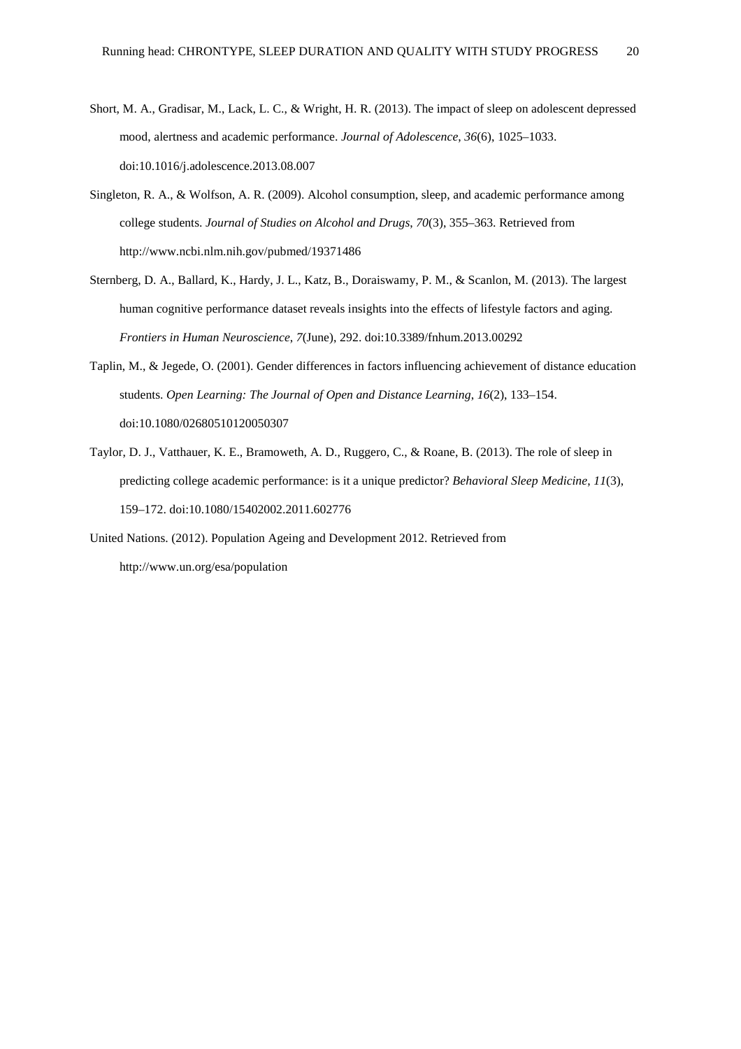Short, M. A., Gradisar, M., Lack, L. C., & Wright, H. R. (2013). The impact of sleep on adolescent depressed mood, alertness and academic performance. *Journal of Adolescence*, *36*(6), 1025–1033. doi:10.1016/j.adolescence.2013.08.007

Singleton, R. A., & Wolfson, A. R. (2009). Alcohol consumption, sleep, and academic performance among college students. *Journal of Studies on Alcohol and Drugs*, *70*(3), 355–363. Retrieved from http://www.ncbi.nlm.nih.gov/pubmed/19371486

Sternberg, D. A., Ballard, K., Hardy, J. L., Katz, B., Doraiswamy, P. M., & Scanlon, M. (2013). The largest human cognitive performance dataset reveals insights into the effects of lifestyle factors and aging. *Frontiers in Human Neuroscience*, *7*(June), 292. doi:10.3389/fnhum.2013.00292

Taplin, M., & Jegede, O. (2001). Gender differences in factors influencing achievement of distance education students. *Open Learning: The Journal of Open and Distance Learning*, *16*(2), 133–154. doi:10.1080/02680510120050307

Taylor, D. J., Vatthauer, K. E., Bramoweth, A. D., Ruggero, C., & Roane, B. (2013). The role of sleep in predicting college academic performance: is it a unique predictor? *Behavioral Sleep Medicine*, *11*(3), 159–172. doi:10.1080/15402002.2011.602776

United Nations. (2012). Population Ageing and Development 2012. Retrieved from http://www.un.org/esa/population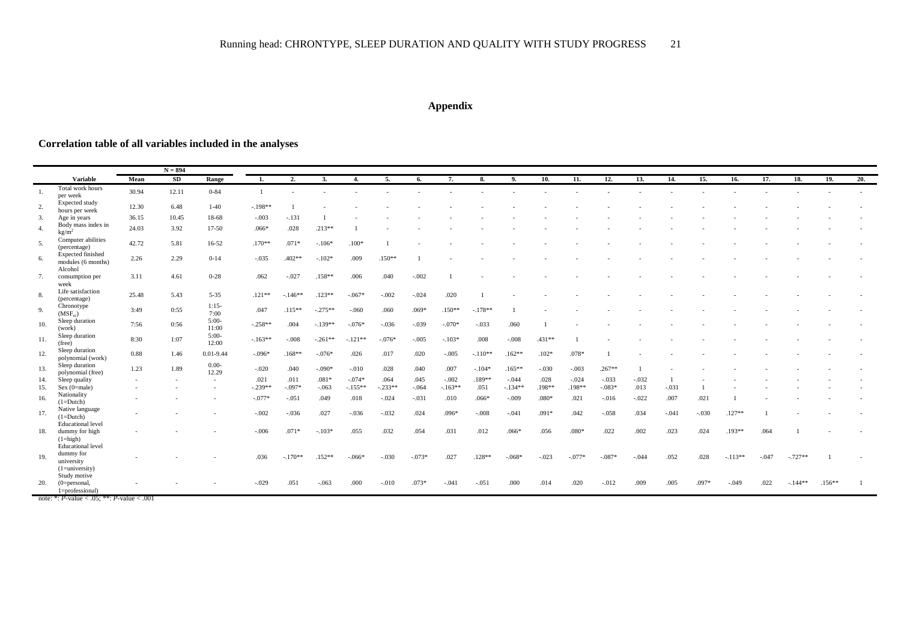# Appendix

## Correlation table of all variables included in the analyses

| | Variable | Mean | SD | Range | 1. | 2. | 3. | 4. | 5. | 6. | 7. | 8. | 9. | 10. | 11. | 12. | 13. | 14. | 15. | 16. | 17. | 18. | 19. | 20. |
|---|---|---|---|---|---|---|---|---|---|---|---|---|---|---|---|---|---|---|---|---|---|---|---|---|
| | | | N = 894 | | | | | | | | | | | | | | | | | | | | | |
| 1. | Total work hours per week | 30.94 | 12.11 | 0-84 | 1 | - | - | - | - | - | - | - | - | - | - | - | - | - | - | - | - | - | - | - |
| 2. | Expected study hours per week | 12.30 | 6.48 | 1-40 | -.198** | 1 | - | - | - | - | - | - | - | - | - | - | - | - | - | - | - | - | - | - |
| 3. | Age in years | 36.15 | 10.45 | 18-68 | -.003 | -.131 | 1 | - | - | - | - | - | - | - | - | - | - | - | - | - | - | - | - | - |
| 4. | Body mass index in kg/m$^2$ | 24.03 | 3.92 | 17-50 | .066* | .028 | .213** | 1 | - | - | - | - | - | - | - | - | - | - | - | - | - | - | - | - |
| 5. | Computer abilities (percentage) | 42.72 | 5.81 | 16-52 | .170** | .071* | -.106* | .100* | 1 | - | - | - | - | - | - | - | - | - | - | - | - | - | - | - |
| 6. | Expected finished modules (6 months) | 2.26 | 2.29 | 0-14 | -.035 | .402** | -.102* | .009 | .150** | 1 | - | - | - | - | - | - | - | - | - | - | - | - | - | - |
| 7. | Alcohol consumption per week | 3.11 | 4.61 | 0-28 | .062 | -.027 | .158** | .006 | .040 | -.002 | 1 | - | - | - | - | - | - | - | - | - | - | - | - | - |
| 8. | Life satisfaction (percentage) | 25.48 | 5.43 | 5-35 | .121** | -.146** | .123** | -.067* | -.002 | -.024 | .020 | 1 | - | - | - | - | - | - | - | - | - | - | - | - |
| 9. | Chronotype ($MSF_{sc}$) | 3:49 | 0:55 | 1:15-7:00 | .047 | .115** | -.275** | -.060 | .060 | .069* | .150** | -.178** | 1 | - | - | - | - | - | - | - | - | - | - | - |
| 10. | Sleep duration (work) | 7:56 | 0:56 | 5:00-11:00 | -.258** | .004 | -.139** | -.076* | -.036 | -.039 | -.070* | -.033 | .060 | 1 | - | - | - | - | - | - | - | - | - | - |
| 11. | Sleep duration (free) | 8:30 | 1:07 | 5:00-12:00 | -.163** | -.008 | -.261** | -.121** | -.076* | -.005 | -.103* | .008 | -.008 | .431** | 1 | - | - | - | - | - | - | - | - | - |
| 12. | Sleep duration polynomial (work) | 0.88 | 1.46 | 0.01-9.44 | -.096* | .168** | -.076* | .026 | .017 | .020 | -.005 | -.110** | .162** | .102* | .078* | 1 | - | - | - | - | - | - | - | - |
| 13. | Sleep duration polynomial (free) | 1.23 | 1.89 | 0.00-12.29 | -.020 | .040 | -.090* | -.010 | .028 | .040 | .007 | -.104* | .165** | -.030 | -.003 | .267** | 1 | - | - | - | - | - | - | - |
| 14. | Sleep quality | - | - | - | .021 | .011 | .081* | -.074* | .064 | .045 | -.002 | .189** | -.044 | .028 | -.024 | -.033 | -.032 | 1 | - | - | - | - | - | - |
| 15. | Sex (0=male) | - | - | - | -.239** | -.097* | -.063 | -.155** | -.233** | -.064 | -.163** | .051 | -.134** | .198** | .198** | -.083* | .013 | -.031 | 1 | - | - | - | - | - |
| 16. | Nationality (1=Dutch) | - | - | - | -.077* | -.051 | .049 | .018 | -.024 | -.031 | .010 | .066* | -.009 | .080* | .021 | -.016 | -.022 | .007 | .021 | 1 | - | - | - | - |
| 17. | Native language (1=Dutch) | - | - | - | -.002 | -.036 | .027 | -.036 | -.032 | .024 | .096* | -.008 | -.041 | .091* | .042 | -.058 | .034 | -.041 | -.030 | .127** | 1 | - | - | - |
| 18. | Educational level dummy for high (1=high) | - | - | - | -.006 | .071* | -.103* | .055 | .032 | .054 | .031 | .012 | .066* | .056 | .080* | .022 | .002 | .023 | .024 | .193** | .064 | 1 | - | - |
| 19. | Educational level dummy for university (1=university) | - | - | - | .036 | -.170** | .152** | -.066* | -.030 | -.073* | .027 | .128** | -.068* | -.023 | -.077* | -.087* | -.044 | .052 | .028 | -.113** | -.047 | -.727** | 1 | - |
| 20. | Study motive (0=personal, 1=professional) | - | - | - | -.029 | .051 | -.063 | .000 | -.010 | .073* | -.041 | -.051 | .000 | .014 | .020 | -.012 | .009 | .005 | .097* | -.049 | .022 | -.144** | .156** | 1 |

note: *: *P*-value < .05; **: *P*-value < .001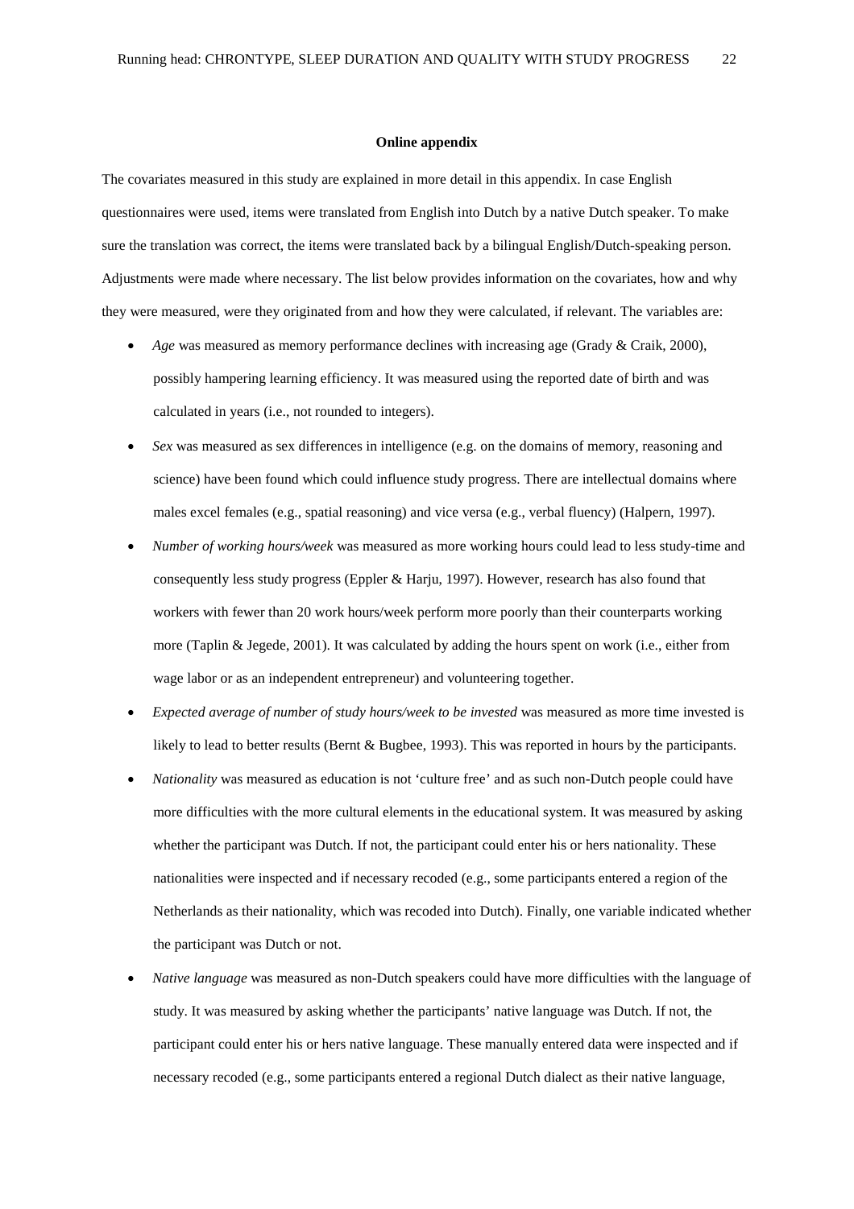**Online appendix**

The covariates measured in this study are explained in more detail in this appendix. In case English questionnaires were used, items were translated from English into Dutch by a native Dutch speaker. To make sure the translation was correct, the items were translated back by a bilingual English/Dutch-speaking person. Adjustments were made where necessary. The list below provides information on the covariates, how and why they were measured, were they originated from and how they were calculated, if relevant. The variables are:

- *Age* was measured as memory performance declines with increasing age (Grady & Craik, 2000), possibly hampering learning efficiency. It was measured using the reported date of birth and was calculated in years (i.e., not rounded to integers).
- *Sex* was measured as sex differences in intelligence (e.g. on the domains of memory, reasoning and science) have been found which could influence study progress. There are intellectual domains where males excel females (e.g., spatial reasoning) and vice versa (e.g., verbal fluency) (Halpern, 1997).
- *Number of working hours/week* was measured as more working hours could lead to less study-time and consequently less study progress (Eppler & Harju, 1997). However, research has also found that workers with fewer than 20 work hours/week perform more poorly than their counterparts working more (Taplin & Jegede, 2001). It was calculated by adding the hours spent on work (i.e., either from wage labor or as an independent entrepreneur) and volunteering together.
- *Expected average of number of study hours/week to be invested* was measured as more time invested is likely to lead to better results (Bernt & Bugbee, 1993). This was reported in hours by the participants.
- *Nationality* was measured as education is not 'culture free' and as such non-Dutch people could have more difficulties with the more cultural elements in the educational system. It was measured by asking whether the participant was Dutch. If not, the participant could enter his or hers nationality. These nationalities were inspected and if necessary recoded (e.g., some participants entered a region of the Netherlands as their nationality, which was recoded into Dutch). Finally, one variable indicated whether the participant was Dutch or not.
- *Native language* was measured as non-Dutch speakers could have more difficulties with the language of study. It was measured by asking whether the participants' native language was Dutch. If not, the participant could enter his or hers native language. These manually entered data were inspected and if necessary recoded (e.g., some participants entered a regional Dutch dialect as their native language,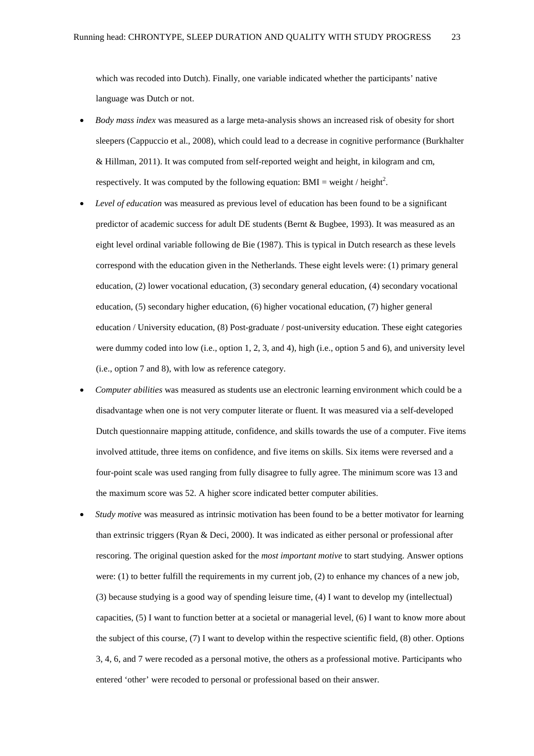which was recoded into Dutch). Finally, one variable indicated whether the participants' native language was Dutch or not.

- *Body mass index* was measured as a large meta-analysis shows an increased risk of obesity for short sleepers (Cappuccio et al., 2008), which could lead to a decrease in cognitive performance (Burkhalter & Hillman, 2011). It was computed from self-reported weight and height, in kilogram and cm, respectively. It was computed by the following equation: BMI = weight / height$^2$.
- *Level of education* was measured as previous level of education has been found to be a significant predictor of academic success for adult DE students (Bernt & Bugbee, 1993). It was measured as an eight level ordinal variable following de Bie (1987). This is typical in Dutch research as these levels correspond with the education given in the Netherlands. These eight levels were: (1) primary general education, (2) lower vocational education, (3) secondary general education, (4) secondary vocational education, (5) secondary higher education, (6) higher vocational education, (7) higher general education / University education, (8) Post-graduate / post-university education. These eight categories were dummy coded into low (i.e., option 1, 2, 3, and 4), high (i.e., option 5 and 6), and university level (i.e., option 7 and 8), with low as reference category.
- *Computer abilities* was measured as students use an electronic learning environment which could be a disadvantage when one is not very computer literate or fluent. It was measured via a self-developed Dutch questionnaire mapping attitude, confidence, and skills towards the use of a computer. Five items involved attitude, three items on confidence, and five items on skills. Six items were reversed and a four-point scale was used ranging from fully disagree to fully agree. The minimum score was 13 and the maximum score was 52. A higher score indicated better computer abilities.
- *Study motive* was measured as intrinsic motivation has been found to be a better motivator for learning than extrinsic triggers (Ryan & Deci, 2000). It was indicated as either personal or professional after rescoring. The original question asked for the *most important motive* to start studying. Answer options were: (1) to better fulfill the requirements in my current job, (2) to enhance my chances of a new job, (3) because studying is a good way of spending leisure time, (4) I want to develop my (intellectual) capacities, (5) I want to function better at a societal or managerial level, (6) I want to know more about the subject of this course, (7) I want to develop within the respective scientific field, (8) other. Options 3, 4, 6, and 7 were recoded as a personal motive, the others as a professional motive. Participants who entered 'other' were recoded to personal or professional based on their answer.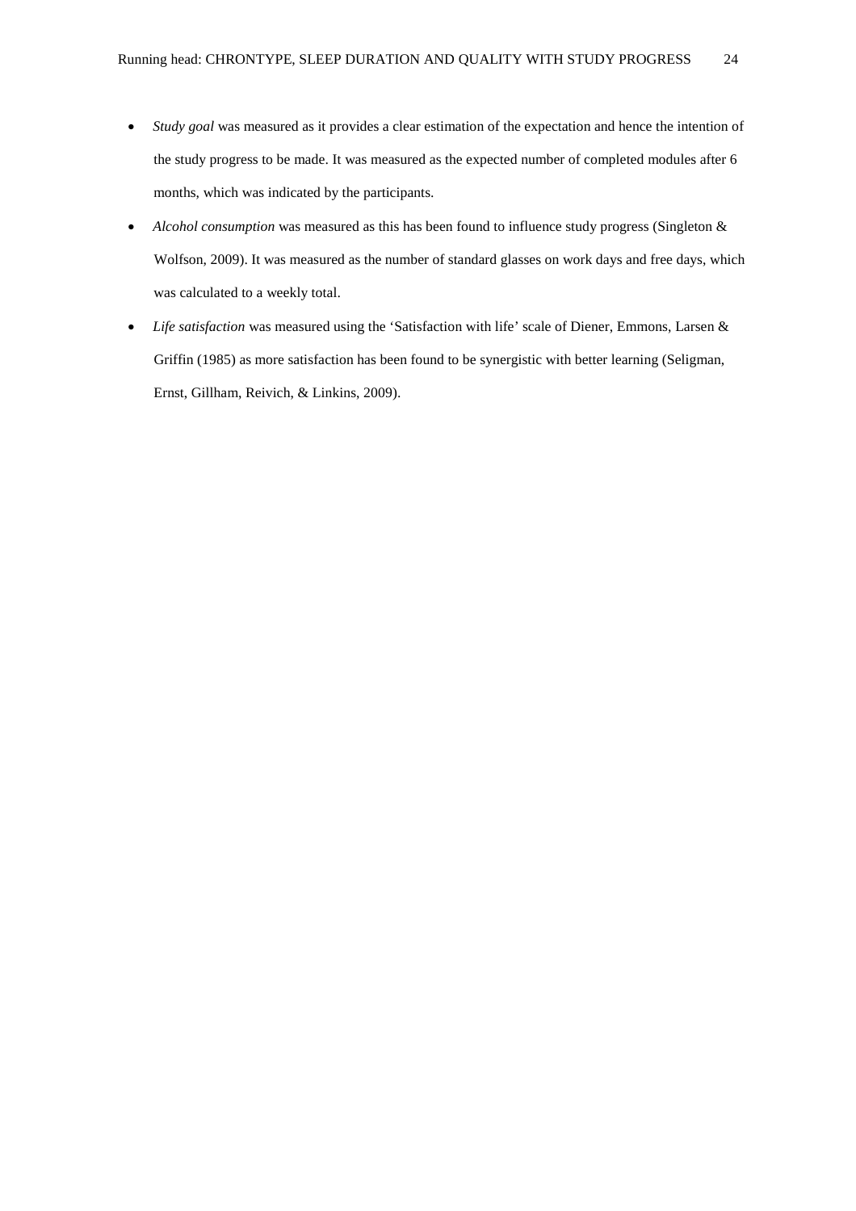- *Study goal* was measured as it provides a clear estimation of the expectation and hence the intention of the study progress to be made. It was measured as the expected number of completed modules after 6 months, which was indicated by the participants.
- *Alcohol consumption* was measured as this has been found to influence study progress (Singleton & Wolfson, 2009). It was measured as the number of standard glasses on work days and free days, which was calculated to a weekly total.
- *Life satisfaction* was measured using the 'Satisfaction with life' scale of Diener, Emmons, Larsen & Griffin (1985) as more satisfaction has been found to be synergistic with better learning (Seligman, Ernst, Gillham, Reivich, & Linkins, 2009).